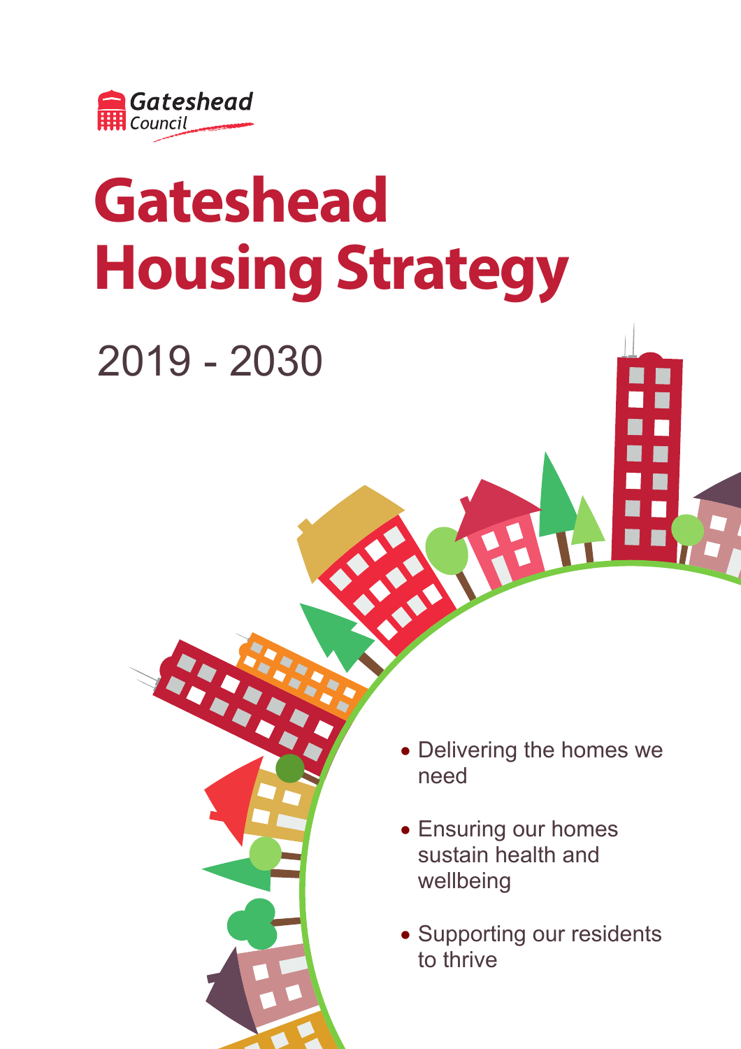Gateshead Council

# Gateshead Housing Strategy

2019 - 2030

- Delivering the homes we need
- Ensuring our homes sustain health and wellbeing
- Supporting our residents to thrive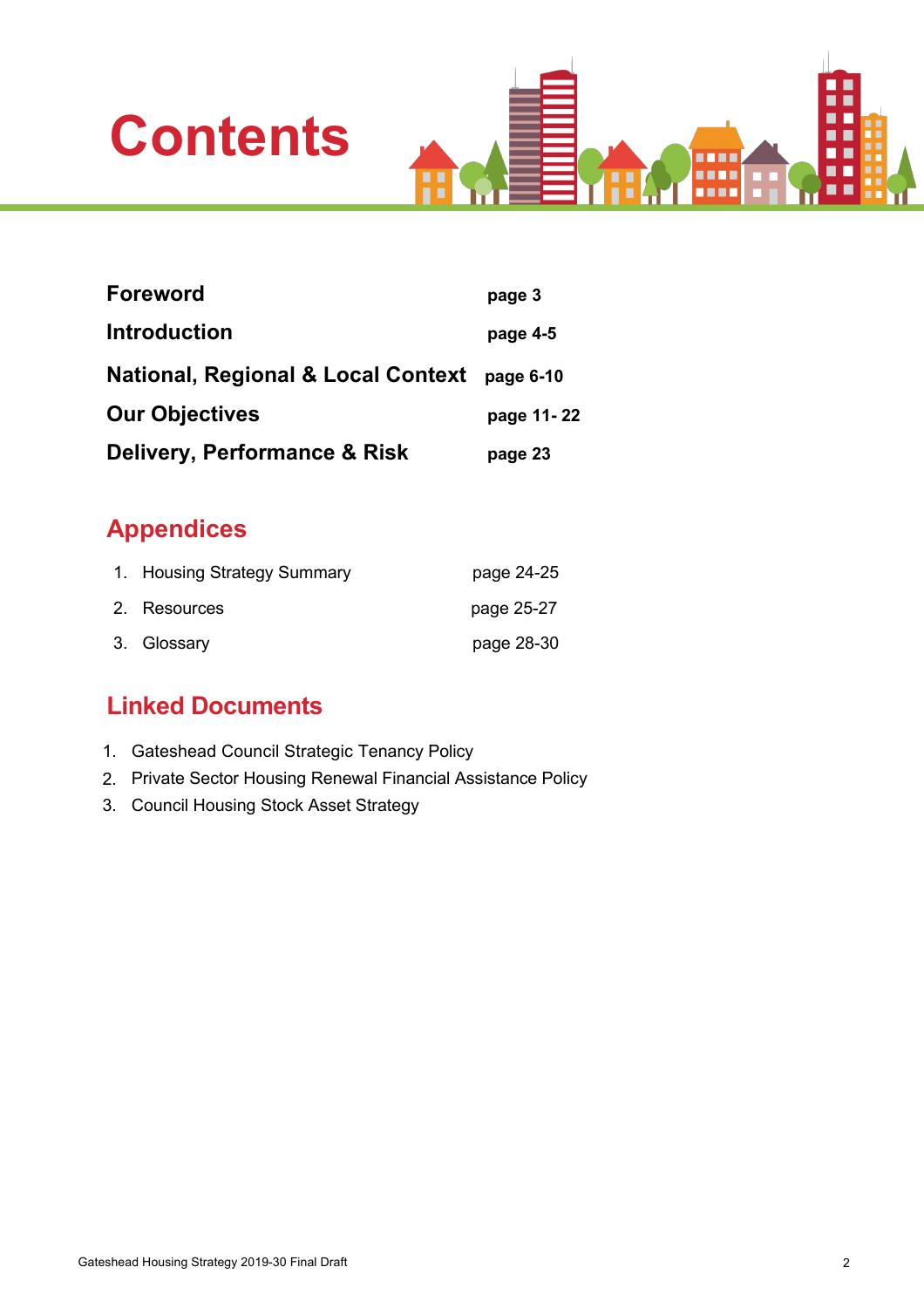# Contents

| | |
|---|---|
| **Foreword** | **page 3** |
| **Introduction** | **page 4-5** |
| **National, Regional & Local Context** | **page 6-10** |
| **Our Objectives** | **page 11- 22** |
| **Delivery, Performance & Risk** | **page 23** |

## Appendices

| | |
|---|---|
| 1. Housing Strategy Summary | page 24-25 |
| 2. Resources | page 25-27 |
| 3. Glossary | page 28-30 |

## Linked Documents

1. Gateshead Council Strategic Tenancy Policy
2. Private Sector Housing Renewal Financial Assistance Policy
3. Council Housing Stock Asset Strategy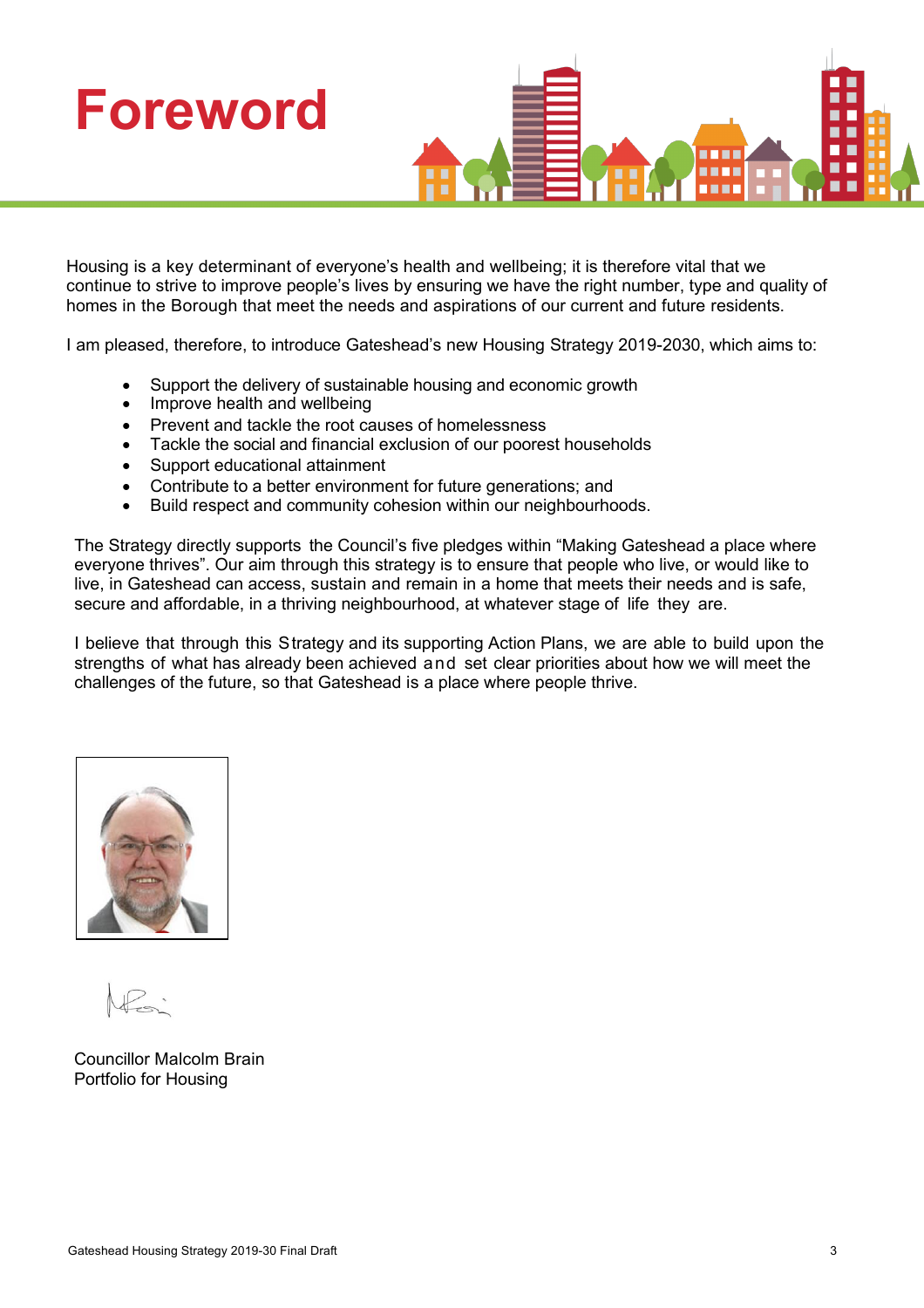# Foreword

Housing is a key determinant of everyone's health and wellbeing; it is therefore vital that we continue to strive to improve people's lives by ensuring we have the right number, type and quality of homes in the Borough that meet the needs and aspirations of our current and future residents.

I am pleased, therefore, to introduce Gateshead's new Housing Strategy 2019-2030, which aims to:

- Support the delivery of sustainable housing and economic growth
- Improve health and wellbeing
- Prevent and tackle the root causes of homelessness
- Tackle the social and financial exclusion of our poorest households
- Support educational attainment
- Contribute to a better environment for future generations; and
- Build respect and community cohesion within our neighbourhoods.

The Strategy directly supports the Council's five pledges within "Making Gateshead a place where everyone thrives". Our aim through this strategy is to ensure that people who live, or would like to live, in Gateshead can access, sustain and remain in a home that meets their needs and is safe, secure and affordable, in a thriving neighbourhood, at whatever stage of life they are.

I believe that through this Strategy and its supporting Action Plans, we are able to build upon the strengths of what has already been achieved and set clear priorities about how we will meet the challenges of the future, so that Gateshead is a place where people thrive.

Councillor Malcolm Brain
Portfolio for Housing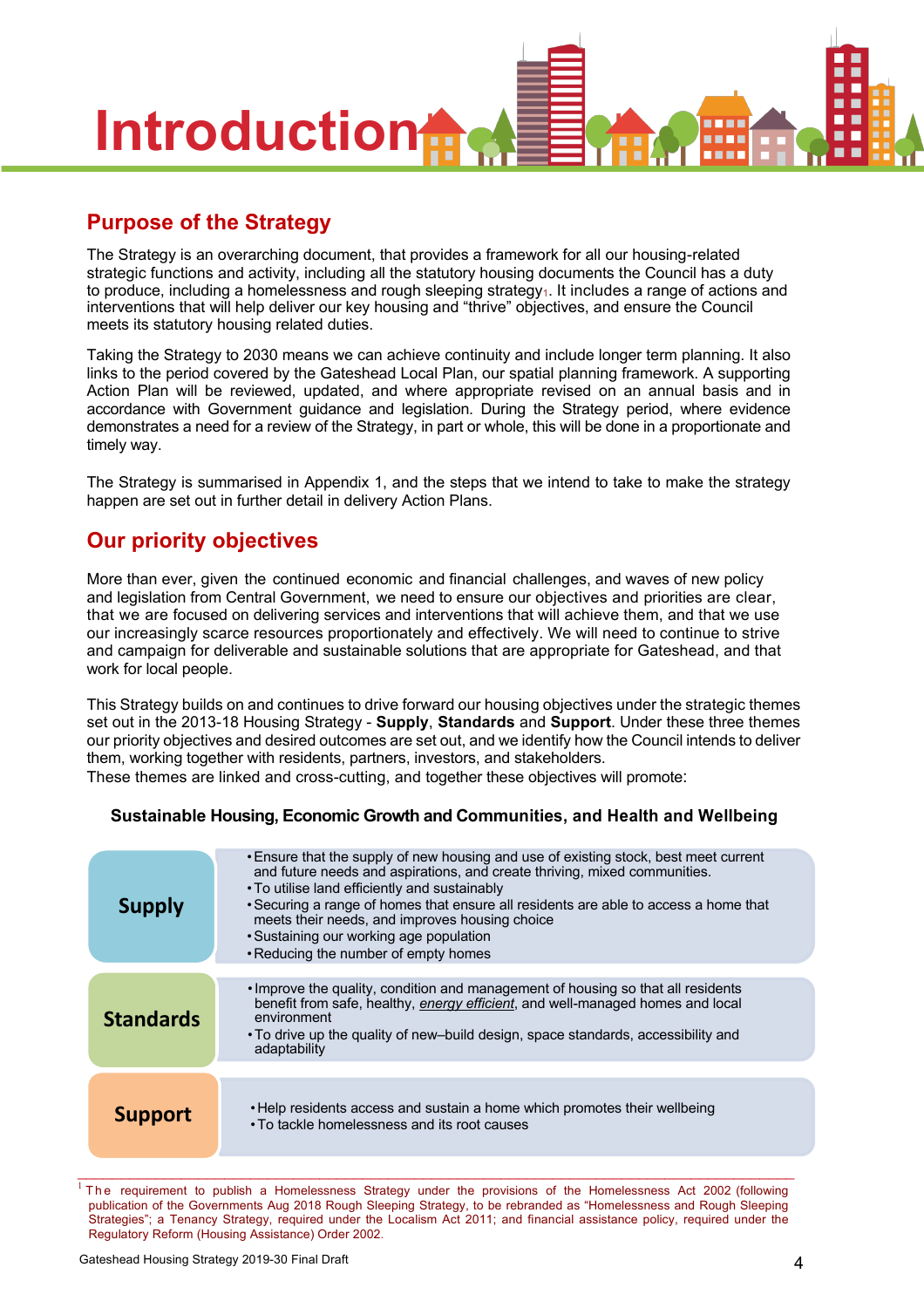# Introduction

## Purpose of the Strategy

The Strategy is an overarching document, that provides a framework for all our housing-related strategic functions and activity, including all the statutory housing documents the Council has a duty to produce, including a homelessness and rough sleeping strategy[1]. It includes a range of actions and interventions that will help deliver our key housing and "thrive" objectives, and ensure the Council meets its statutory housing related duties.

Taking the Strategy to 2030 means we can achieve continuity and include longer term planning. It also links to the period covered by the Gateshead Local Plan, our spatial planning framework. A supporting Action Plan will be reviewed, updated, and where appropriate revised on an annual basis and in accordance with Government guidance and legislation. During the Strategy period, where evidence demonstrates a need for a review of the Strategy, in part or whole, this will be done in a proportionate and timely way.

The Strategy is summarised in Appendix 1, and the steps that we intend to take to make the strategy happen are set out in further detail in delivery Action Plans.

## Our priority objectives

More than ever, given the continued economic and financial challenges, and waves of new policy and legislation from Central Government, we need to ensure our objectives and priorities are clear, that we are focused on delivering services and interventions that will achieve them, and that we use our increasingly scarce resources proportionately and effectively. We will need to continue to strive and campaign for deliverable and sustainable solutions that are appropriate for Gateshead, and that work for local people.

This Strategy builds on and continues to drive forward our housing objectives under the strategic themes set out in the 2013-18 Housing Strategy - **Supply**, **Standards** and **Support**. Under these three themes our priority objectives and desired outcomes are set out, and we identify how the Council intends to deliver them, working together with residents, partners, investors, and stakeholders.
These themes are linked and cross-cutting, and together these objectives will promote:

**Sustainable Housing, Economic Growth and Communities, and Health and Wellbeing**

| Theme | Objectives |
|---|---|
| **Supply** | • Ensure that the supply of new housing and use of existing stock, best meet current and future needs and aspirations, and create thriving, mixed communities.<br>• To utilise land efficiently and sustainably<br>• Securing a range of homes that ensure all residents are able to access a home that meets their needs, and improves housing choice<br>• Sustaining our working age population<br>• Reducing the number of empty homes |
| **Standards** | • Improve the quality, condition and management of housing so that all residents benefit from safe, healthy, *energy efficient*, and well-managed homes and local environment<br>• To drive up the quality of new–build design, space standards, accessibility and adaptability |
| **Support** | • Help residents access and sustain a home which promotes their wellbeing<br>• To tackle homelessness and its root causes |

[1] The requirement to publish a Homelessness Strategy under the provisions of the Homelessness Act 2002 (following publication of the Governments Aug 2018 Rough Sleeping Strategy, to be rebranded as "Homelessness and Rough Sleeping Strategies"; a Tenancy Strategy, required under the Localism Act 2011; and financial assistance policy, required under the Regulatory Reform (Housing Assistance) Order 2002.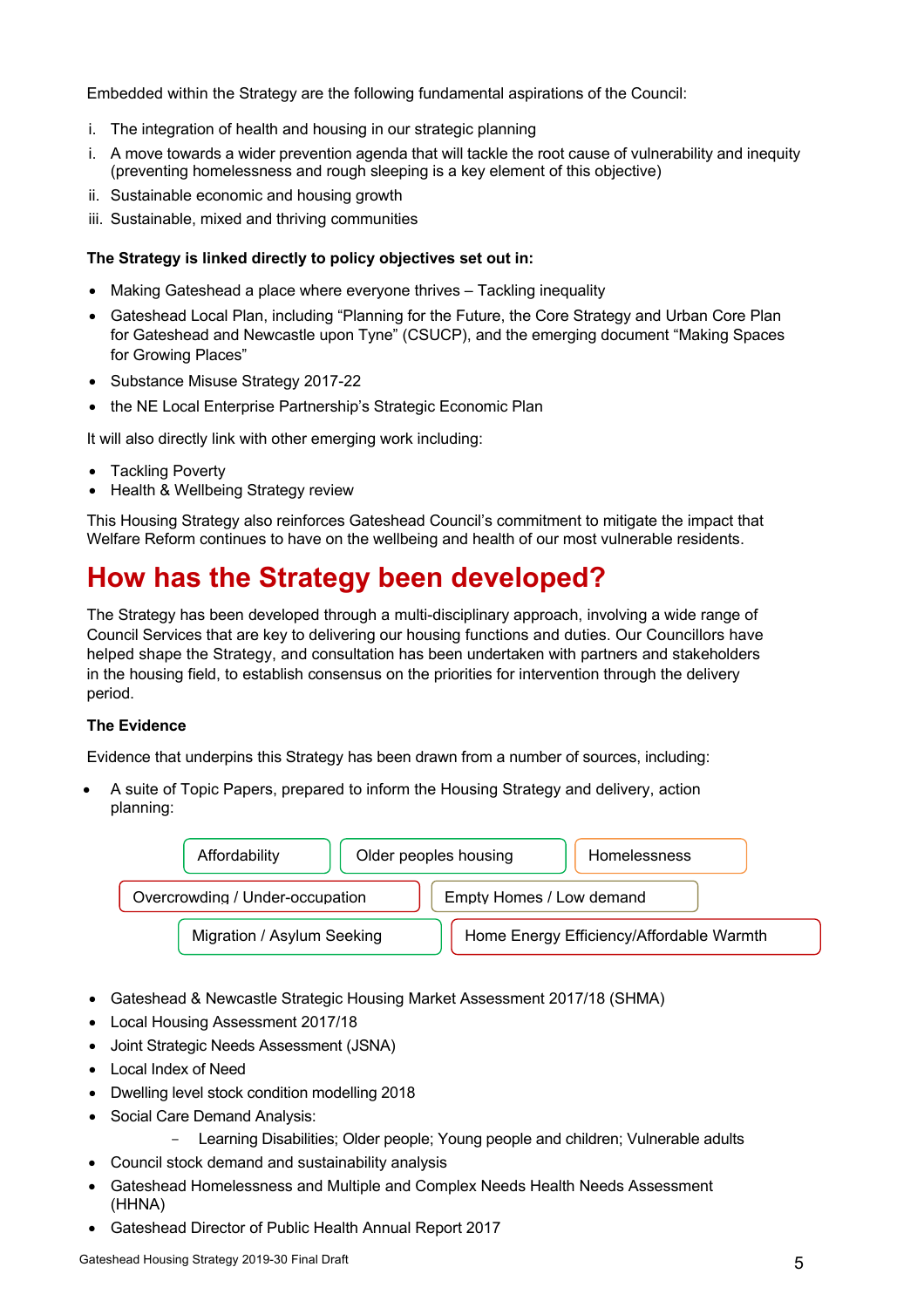Embedded within the Strategy are the following fundamental aspirations of the Council:

i. The integration of health and housing in our strategic planning
i. A move towards a wider prevention agenda that will tackle the root cause of vulnerability and inequity (preventing homelessness and rough sleeping is a key element of this objective)
ii. Sustainable economic and housing growth
iii. Sustainable, mixed and thriving communities

**The Strategy is linked directly to policy objectives set out in:**

- Making Gateshead a place where everyone thrives – Tackling inequality
- Gateshead Local Plan, including "Planning for the Future, the Core Strategy and Urban Core Plan for Gateshead and Newcastle upon Tyne" (CSUCP), and the emerging document "Making Spaces for Growing Places"
- Substance Misuse Strategy 2017-22
- the NE Local Enterprise Partnership's Strategic Economic Plan

It will also directly link with other emerging work including:

- Tackling Poverty
- Health & Wellbeing Strategy review

This Housing Strategy also reinforces Gateshead Council's commitment to mitigate the impact that Welfare Reform continues to have on the wellbeing and health of our most vulnerable residents.

# How has the Strategy been developed?

The Strategy has been developed through a multi-disciplinary approach, involving a wide range of Council Services that are key to delivering our housing functions and duties. Our Councillors have helped shape the Strategy, and consultation has been undertaken with partners and stakeholders in the housing field, to establish consensus on the priorities for intervention through the delivery period.

**The Evidence**

Evidence that underpins this Strategy has been drawn from a number of sources, including:

- A suite of Topic Papers, prepared to inform the Housing Strategy and delivery, action planning:
  - Affordability
  - Older peoples housing
  - Homelessness
  - Overcrowding / Under-occupation
  - Empty Homes / Low demand
  - Migration / Asylum Seeking
  - Home Energy Efficiency/Affordable Warmth
- Gateshead & Newcastle Strategic Housing Market Assessment 2017/18 (SHMA)
- Local Housing Assessment 2017/18
- Joint Strategic Needs Assessment (JSNA)
- Local Index of Need
- Dwelling level stock condition modelling 2018
- Social Care Demand Analysis:
  - Learning Disabilities; Older people; Young people and children; Vulnerable adults
- Council stock demand and sustainability analysis
- Gateshead Homelessness and Multiple and Complex Needs Health Needs Assessment (HHNA)
- Gateshead Director of Public Health Annual Report 2017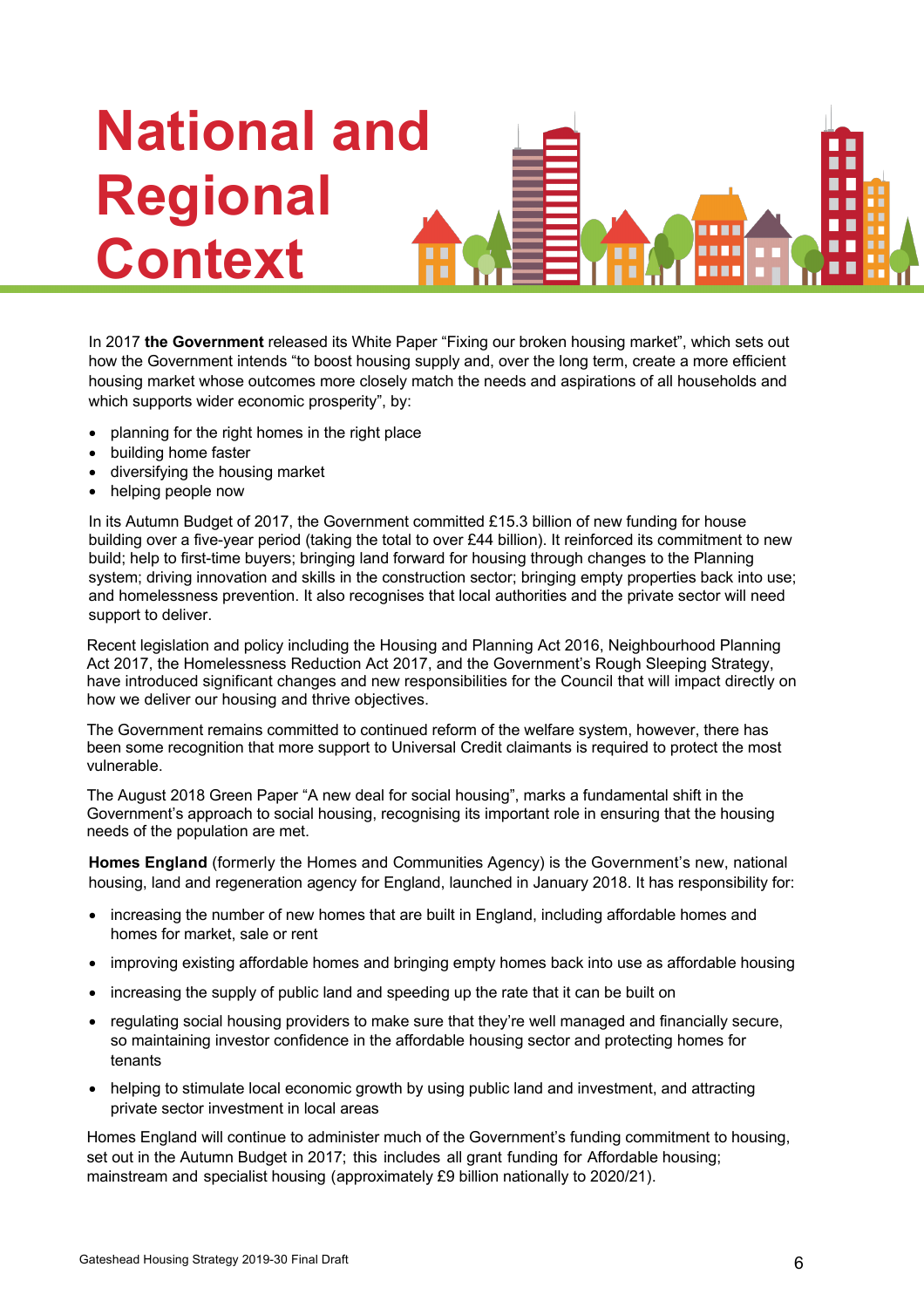# National and Regional Context

In 2017 **the Government** released its White Paper "Fixing our broken housing market", which sets out how the Government intends "to boost housing supply and, over the long term, create a more efficient housing market whose outcomes more closely match the needs and aspirations of all households and which supports wider economic prosperity", by:

- planning for the right homes in the right place
- building home faster
- diversifying the housing market
- helping people now

In its Autumn Budget of 2017, the Government committed £15.3 billion of new funding for house building over a five-year period (taking the total to over £44 billion). It reinforced its commitment to new build; help to first-time buyers; bringing land forward for housing through changes to the Planning system; driving innovation and skills in the construction sector; bringing empty properties back into use; and homelessness prevention. It also recognises that local authorities and the private sector will need support to deliver.

Recent legislation and policy including the Housing and Planning Act 2016, Neighbourhood Planning Act 2017, the Homelessness Reduction Act 2017, and the Government's Rough Sleeping Strategy, have introduced significant changes and new responsibilities for the Council that will impact directly on how we deliver our housing and thrive objectives.

The Government remains committed to continued reform of the welfare system, however, there has been some recognition that more support to Universal Credit claimants is required to protect the most vulnerable.

The August 2018 Green Paper "A new deal for social housing", marks a fundamental shift in the Government's approach to social housing, recognising its important role in ensuring that the housing needs of the population are met.

**Homes England** (formerly the Homes and Communities Agency) is the Government's new, national housing, land and regeneration agency for England, launched in January 2018. It has responsibility for:

- increasing the number of new homes that are built in England, including affordable homes and homes for market, sale or rent
- improving existing affordable homes and bringing empty homes back into use as affordable housing
- increasing the supply of public land and speeding up the rate that it can be built on
- regulating social housing providers to make sure that they're well managed and financially secure, so maintaining investor confidence in the affordable housing sector and protecting homes for tenants
- helping to stimulate local economic growth by using public land and investment, and attracting private sector investment in local areas

Homes England will continue to administer much of the Government's funding commitment to housing, set out in the Autumn Budget in 2017; this includes all grant funding for Affordable housing; mainstream and specialist housing (approximately £9 billion nationally to 2020/21).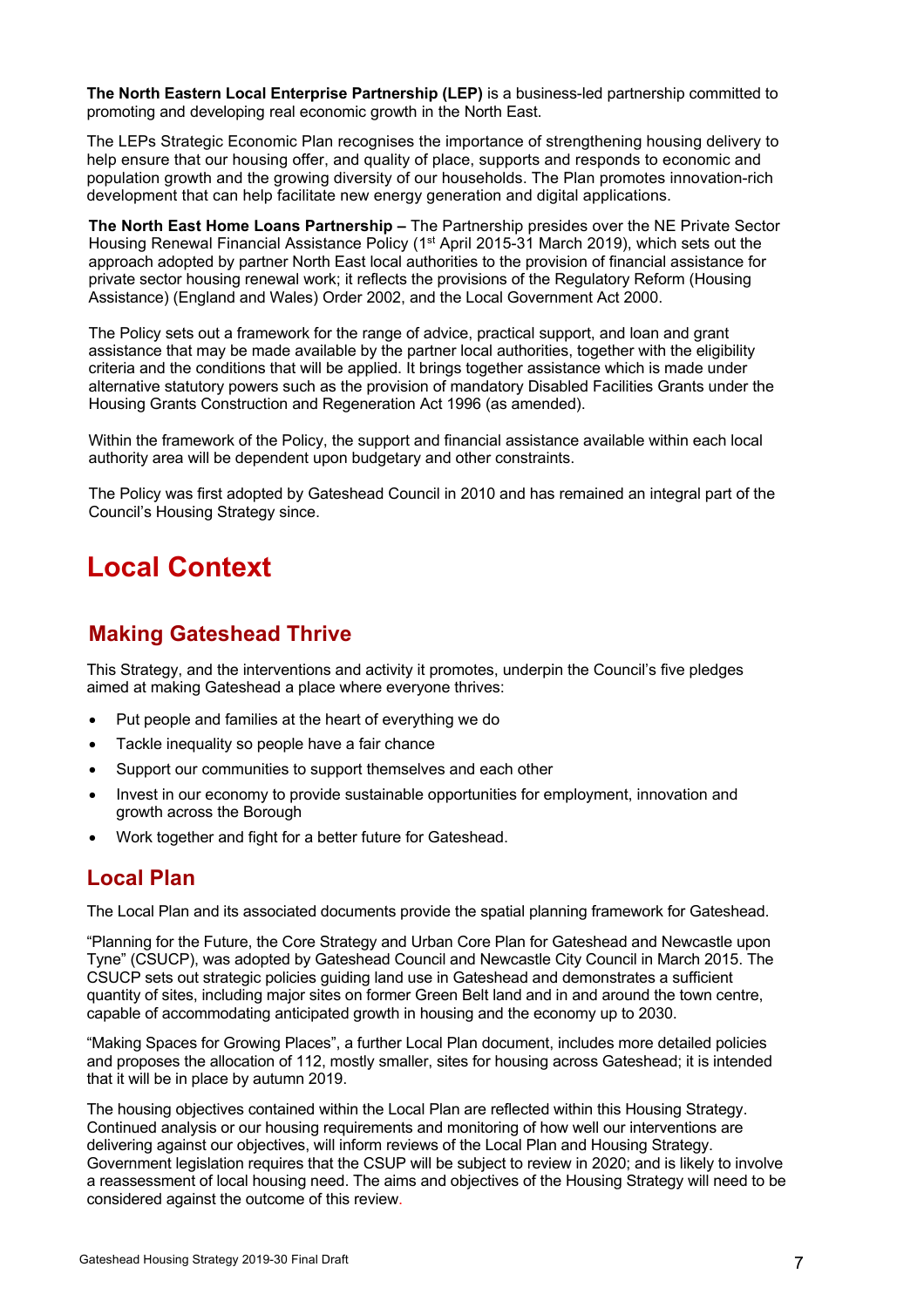**The North Eastern Local Enterprise Partnership (LEP)** is a business-led partnership committed to promoting and developing real economic growth in the North East.

The LEPs Strategic Economic Plan recognises the importance of strengthening housing delivery to help ensure that our housing offer, and quality of place, supports and responds to economic and population growth and the growing diversity of our households. The Plan promotes innovation-rich development that can help facilitate new energy generation and digital applications.

**The North East Home Loans Partnership –** The Partnership presides over the NE Private Sector Housing Renewal Financial Assistance Policy (1st April 2015-31 March 2019), which sets out the approach adopted by partner North East local authorities to the provision of financial assistance for private sector housing renewal work; it reflects the provisions of the Regulatory Reform (Housing Assistance) (England and Wales) Order 2002, and the Local Government Act 2000.

The Policy sets out a framework for the range of advice, practical support, and loan and grant assistance that may be made available by the partner local authorities, together with the eligibility criteria and the conditions that will be applied. It brings together assistance which is made under alternative statutory powers such as the provision of mandatory Disabled Facilities Grants under the Housing Grants Construction and Regeneration Act 1996 (as amended).

Within the framework of the Policy, the support and financial assistance available within each local authority area will be dependent upon budgetary and other constraints.

The Policy was first adopted by Gateshead Council in 2010 and has remained an integral part of the Council's Housing Strategy since.

# Local Context

## Making Gateshead Thrive

This Strategy, and the interventions and activity it promotes, underpin the Council's five pledges aimed at making Gateshead a place where everyone thrives:

- Put people and families at the heart of everything we do
- Tackle inequality so people have a fair chance
- Support our communities to support themselves and each other
- Invest in our economy to provide sustainable opportunities for employment, innovation and growth across the Borough
- Work together and fight for a better future for Gateshead.

## Local Plan

The Local Plan and its associated documents provide the spatial planning framework for Gateshead.

"Planning for the Future, the Core Strategy and Urban Core Plan for Gateshead and Newcastle upon Tyne" (CSUCP), was adopted by Gateshead Council and Newcastle City Council in March 2015. The CSUCP sets out strategic policies guiding land use in Gateshead and demonstrates a sufficient quantity of sites, including major sites on former Green Belt land and in and around the town centre, capable of accommodating anticipated growth in housing and the economy up to 2030.

"Making Spaces for Growing Places", a further Local Plan document, includes more detailed policies and proposes the allocation of 112, mostly smaller, sites for housing across Gateshead; it is intended that it will be in place by autumn 2019.

The housing objectives contained within the Local Plan are reflected within this Housing Strategy. Continued analysis or our housing requirements and monitoring of how well our interventions are delivering against our objectives, will inform reviews of the Local Plan and Housing Strategy. Government legislation requires that the CSUP will be subject to review in 2020; and is likely to involve a reassessment of local housing need. The aims and objectives of the Housing Strategy will need to be considered against the outcome of this review.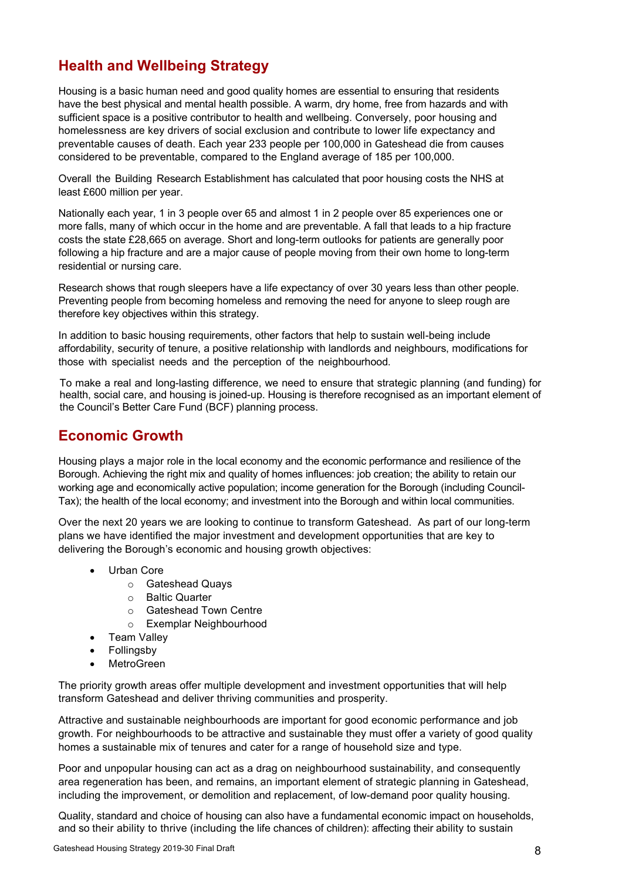## Health and Wellbeing Strategy

Housing is a basic human need and good quality homes are essential to ensuring that residents have the best physical and mental health possible. A warm, dry home, free from hazards and with sufficient space is a positive contributor to health and wellbeing. Conversely, poor housing and homelessness are key drivers of social exclusion and contribute to lower life expectancy and preventable causes of death. Each year 233 people per 100,000 in Gateshead die from causes considered to be preventable, compared to the England average of 185 per 100,000.

Overall the Building Research Establishment has calculated that poor housing costs the NHS at least £600 million per year.

Nationally each year, 1 in 3 people over 65 and almost 1 in 2 people over 85 experiences one or more falls, many of which occur in the home and are preventable. A fall that leads to a hip fracture costs the state £28,665 on average. Short and long-term outlooks for patients are generally poor following a hip fracture and are a major cause of people moving from their own home to long-term residential or nursing care.

Research shows that rough sleepers have a life expectancy of over 30 years less than other people. Preventing people from becoming homeless and removing the need for anyone to sleep rough are therefore key objectives within this strategy.

In addition to basic housing requirements, other factors that help to sustain well-being include affordability, security of tenure, a positive relationship with landlords and neighbours, modifications for those with specialist needs and the perception of the neighbourhood.

To make a real and long-lasting difference, we need to ensure that strategic planning (and funding) for health, social care, and housing is joined-up. Housing is therefore recognised as an important element of the Council's Better Care Fund (BCF) planning process.

## Economic Growth

Housing plays a major role in the local economy and the economic performance and resilience of the Borough. Achieving the right mix and quality of homes influences: job creation; the ability to retain our working age and economically active population; income generation for the Borough (including Council-Tax); the health of the local economy; and investment into the Borough and within local communities.

Over the next 20 years we are looking to continue to transform Gateshead. As part of our long-term plans we have identified the major investment and development opportunities that are key to delivering the Borough's economic and housing growth objectives:

- Urban Core
  - Gateshead Quays
  - Baltic Quarter
  - Gateshead Town Centre
  - Exemplar Neighbourhood
- Team Valley
- Follingsby
- MetroGreen

The priority growth areas offer multiple development and investment opportunities that will help transform Gateshead and deliver thriving communities and prosperity.

Attractive and sustainable neighbourhoods are important for good economic performance and job growth. For neighbourhoods to be attractive and sustainable they must offer a variety of good quality homes a sustainable mix of tenures and cater for a range of household size and type.

Poor and unpopular housing can act as a drag on neighbourhood sustainability, and consequently area regeneration has been, and remains, an important element of strategic planning in Gateshead, including the improvement, or demolition and replacement, of low-demand poor quality housing.

Quality, standard and choice of housing can also have a fundamental economic impact on households, and so their ability to thrive (including the life chances of children): affecting their ability to sustain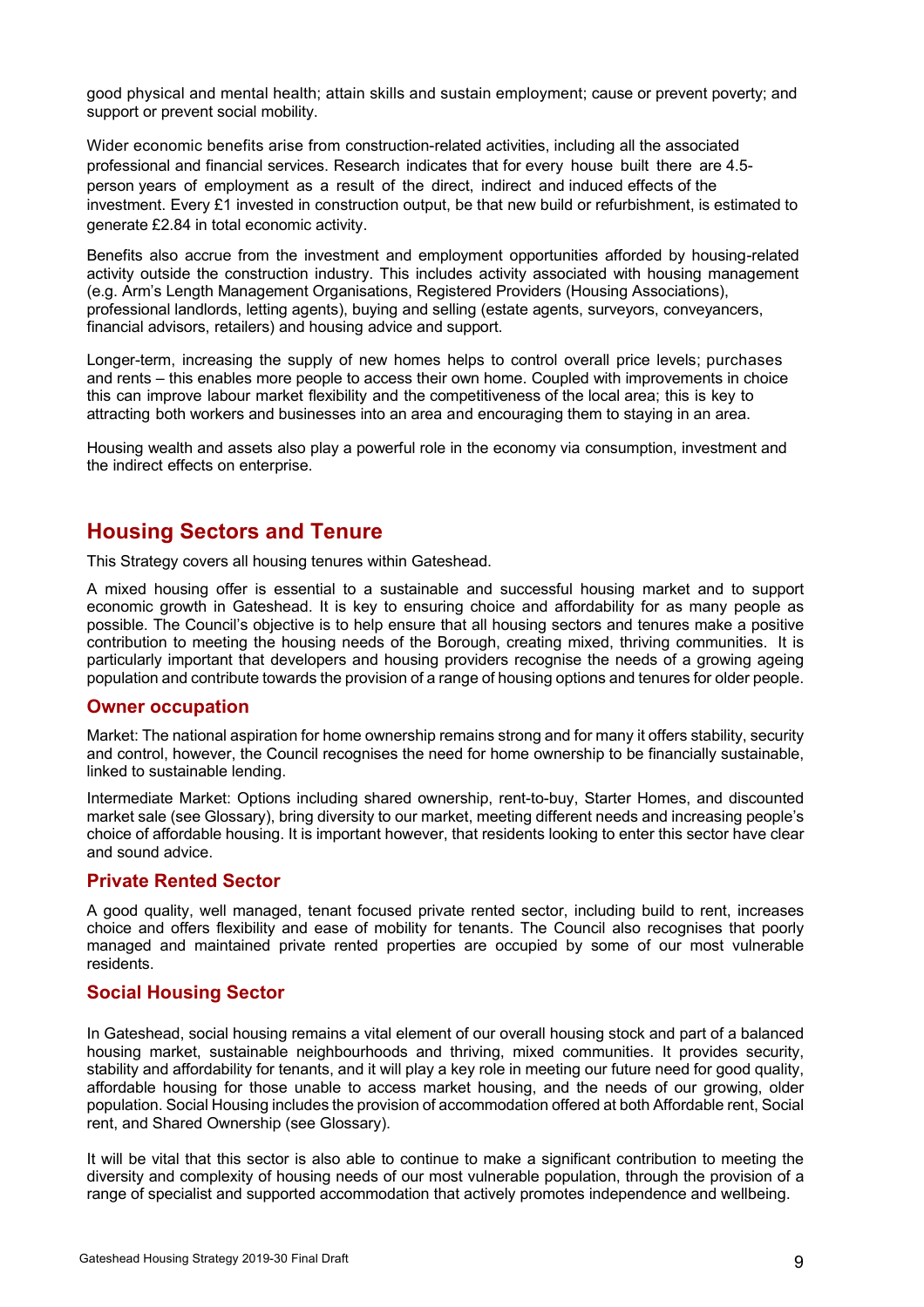good physical and mental health; attain skills and sustain employment; cause or prevent poverty; and support or prevent social mobility.

Wider economic benefits arise from construction-related activities, including all the associated professional and financial services. Research indicates that for every house built there are 4.5-person years of employment as a result of the direct, indirect and induced effects of the investment. Every £1 invested in construction output, be that new build or refurbishment, is estimated to generate £2.84 in total economic activity.

Benefits also accrue from the investment and employment opportunities afforded by housing-related activity outside the construction industry. This includes activity associated with housing management (e.g. Arm's Length Management Organisations, Registered Providers (Housing Associations), professional landlords, letting agents), buying and selling (estate agents, surveyors, conveyancers, financial advisors, retailers) and housing advice and support.

Longer-term, increasing the supply of new homes helps to control overall price levels; purchases and rents – this enables more people to access their own home. Coupled with improvements in choice this can improve labour market flexibility and the competitiveness of the local area; this is key to attracting both workers and businesses into an area and encouraging them to staying in an area.

Housing wealth and assets also play a powerful role in the economy via consumption, investment and the indirect effects on enterprise.

## Housing Sectors and Tenure

This Strategy covers all housing tenures within Gateshead.

A mixed housing offer is essential to a sustainable and successful housing market and to support economic growth in Gateshead. It is key to ensuring choice and affordability for as many people as possible. The Council's objective is to help ensure that all housing sectors and tenures make a positive contribution to meeting the housing needs of the Borough, creating mixed, thriving communities. It is particularly important that developers and housing providers recognise the needs of a growing ageing population and contribute towards the provision of a range of housing options and tenures for older people.

### Owner occupation

Market: The national aspiration for home ownership remains strong and for many it offers stability, security and control, however, the Council recognises the need for home ownership to be financially sustainable, linked to sustainable lending.

Intermediate Market: Options including shared ownership, rent-to-buy, Starter Homes, and discounted market sale (see Glossary), bring diversity to our market, meeting different needs and increasing people's choice of affordable housing. It is important however, that residents looking to enter this sector have clear and sound advice.

### Private Rented Sector

A good quality, well managed, tenant focused private rented sector, including build to rent, increases choice and offers flexibility and ease of mobility for tenants. The Council also recognises that poorly managed and maintained private rented properties are occupied by some of our most vulnerable residents.

### Social Housing Sector

In Gateshead, social housing remains a vital element of our overall housing stock and part of a balanced housing market, sustainable neighbourhoods and thriving, mixed communities. It provides security, stability and affordability for tenants, and it will play a key role in meeting our future need for good quality, affordable housing for those unable to access market housing, and the needs of our growing, older population. Social Housing includes the provision of accommodation offered at both Affordable rent, Social rent, and Shared Ownership (see Glossary).

It will be vital that this sector is also able to continue to make a significant contribution to meeting the diversity and complexity of housing needs of our most vulnerable population, through the provision of a range of specialist and supported accommodation that actively promotes independence and wellbeing.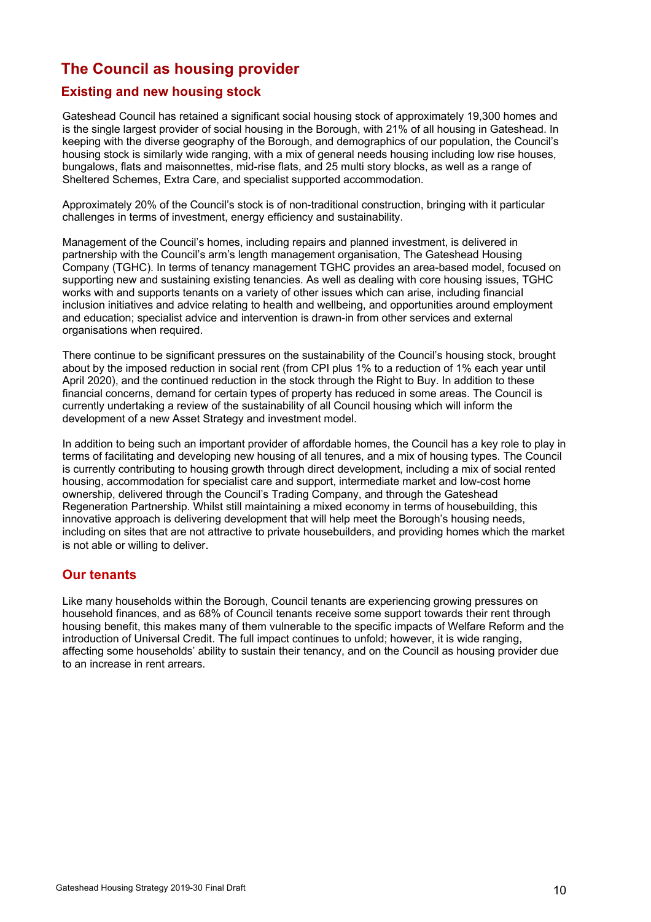# The Council as housing provider

## Existing and new housing stock

Gateshead Council has retained a significant social housing stock of approximately 19,300 homes and is the single largest provider of social housing in the Borough, with 21% of all housing in Gateshead. In keeping with the diverse geography of the Borough, and demographics of our population, the Council's housing stock is similarly wide ranging, with a mix of general needs housing including low rise houses, bungalows, flats and maisonnettes, mid-rise flats, and 25 multi story blocks, as well as a range of Sheltered Schemes, Extra Care, and specialist supported accommodation.

Approximately 20% of the Council's stock is of non-traditional construction, bringing with it particular challenges in terms of investment, energy efficiency and sustainability.

Management of the Council's homes, including repairs and planned investment, is delivered in partnership with the Council's arm's length management organisation, The Gateshead Housing Company (TGHC). In terms of tenancy management TGHC provides an area-based model, focused on supporting new and sustaining existing tenancies. As well as dealing with core housing issues, TGHC works with and supports tenants on a variety of other issues which can arise, including financial inclusion initiatives and advice relating to health and wellbeing, and opportunities around employment and education; specialist advice and intervention is drawn-in from other services and external organisations when required.

There continue to be significant pressures on the sustainability of the Council's housing stock, brought about by the imposed reduction in social rent (from CPI plus 1% to a reduction of 1% each year until April 2020), and the continued reduction in the stock through the Right to Buy. In addition to these financial concerns, demand for certain types of property has reduced in some areas. The Council is currently undertaking a review of the sustainability of all Council housing which will inform the development of a new Asset Strategy and investment model.

In addition to being such an important provider of affordable homes, the Council has a key role to play in terms of facilitating and developing new housing of all tenures, and a mix of housing types. The Council is currently contributing to housing growth through direct development, including a mix of social rented housing, accommodation for specialist care and support, intermediate market and low-cost home ownership, delivered through the Council's Trading Company, and through the Gateshead Regeneration Partnership. Whilst still maintaining a mixed economy in terms of housebuilding, this innovative approach is delivering development that will help meet the Borough's housing needs, including on sites that are not attractive to private housebuilders, and providing homes which the market is not able or willing to deliver.

## Our tenants

Like many households within the Borough, Council tenants are experiencing growing pressures on household finances, and as 68% of Council tenants receive some support towards their rent through housing benefit, this makes many of them vulnerable to the specific impacts of Welfare Reform and the introduction of Universal Credit. The full impact continues to unfold; however, it is wide ranging, affecting some households' ability to sustain their tenancy, and on the Council as housing provider due to an increase in rent arrears.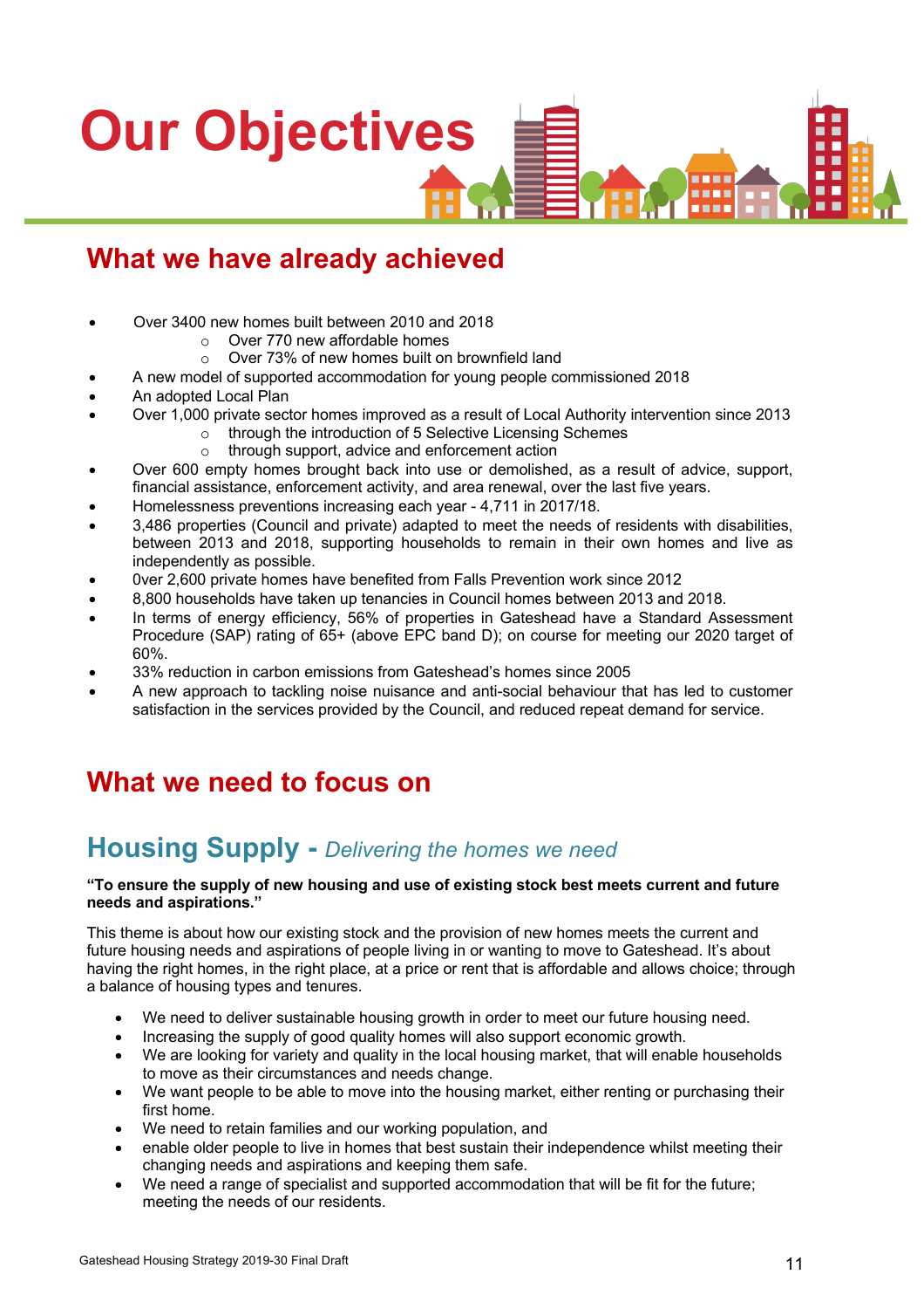# Our Objectives

## What we have already achieved

- Over 3400 new homes built between 2010 and 2018
    - Over 770 new affordable homes
    - Over 73% of new homes built on brownfield land
- A new model of supported accommodation for young people commissioned 2018
- An adopted Local Plan
- Over 1,000 private sector homes improved as a result of Local Authority intervention since 2013
    - through the introduction of 5 Selective Licensing Schemes
    - through support, advice and enforcement action
- Over 600 empty homes brought back into use or demolished, as a result of advice, support, financial assistance, enforcement activity, and area renewal, over the last five years.
- Homelessness preventions increasing each year - 4,711 in 2017/18.
- 3,486 properties (Council and private) adapted to meet the needs of residents with disabilities, between 2013 and 2018, supporting households to remain in their own homes and live as independently as possible.
- 0ver 2,600 private homes have benefited from Falls Prevention work since 2012
- 8,800 households have taken up tenancies in Council homes between 2013 and 2018.
- In terms of energy efficiency, 56% of properties in Gateshead have a Standard Assessment Procedure (SAP) rating of 65+ (above EPC band D); on course for meeting our 2020 target of 60%.
- 33% reduction in carbon emissions from Gateshead's homes since 2005
- A new approach to tackling noise nuisance and anti-social behaviour that has led to customer satisfaction in the services provided by the Council, and reduced repeat demand for service.

## What we need to focus on

## Housing Supply - *Delivering the homes we need*

**"To ensure the supply of new housing and use of existing stock best meets current and future needs and aspirations."**

This theme is about how our existing stock and the provision of new homes meets the current and future housing needs and aspirations of people living in or wanting to move to Gateshead. It's about having the right homes, in the right place, at a price or rent that is affordable and allows choice; through a balance of housing types and tenures.

- We need to deliver sustainable housing growth in order to meet our future housing need.
- Increasing the supply of good quality homes will also support economic growth.
- We are looking for variety and quality in the local housing market, that will enable households to move as their circumstances and needs change.
- We want people to be able to move into the housing market, either renting or purchasing their first home.
- We need to retain families and our working population, and
- enable older people to live in homes that best sustain their independence whilst meeting their changing needs and aspirations and keeping them safe.
- We need a range of specialist and supported accommodation that will be fit for the future; meeting the needs of our residents.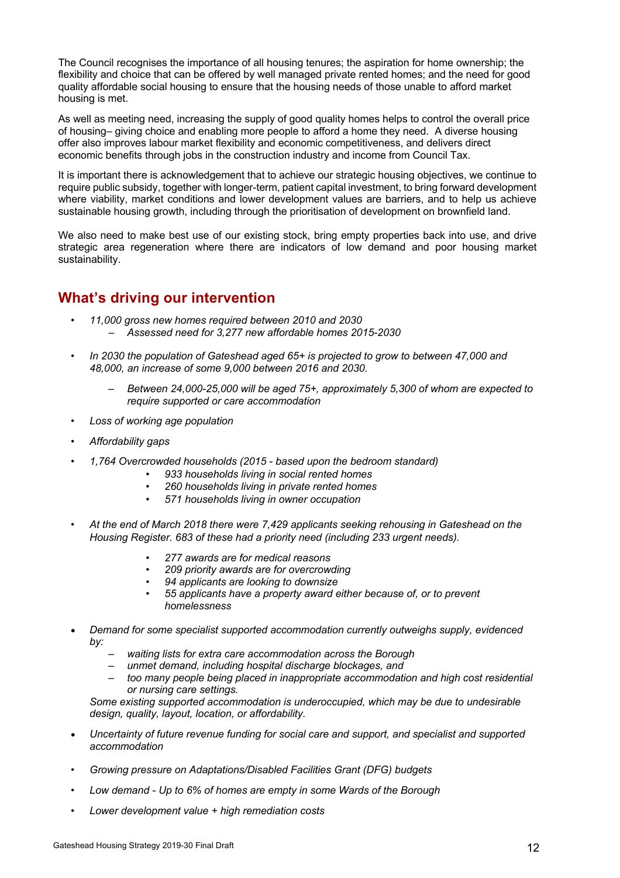The Council recognises the importance of all housing tenures; the aspiration for home ownership; the flexibility and choice that can be offered by well managed private rented homes; and the need for good quality affordable social housing to ensure that the housing needs of those unable to afford market housing is met.

As well as meeting need, increasing the supply of good quality homes helps to control the overall price of housing– giving choice and enabling more people to afford a home they need. A diverse housing offer also improves labour market flexibility and economic competitiveness, and delivers direct economic benefits through jobs in the construction industry and income from Council Tax.

It is important there is acknowledgement that to achieve our strategic housing objectives, we continue to require public subsidy, together with longer-term, patient capital investment, to bring forward development where viability, market conditions and lower development values are barriers, and to help us achieve sustainable housing growth, including through the prioritisation of development on brownfield land.

We also need to make best use of our existing stock, bring empty properties back into use, and drive strategic area regeneration where there are indicators of low demand and poor housing market sustainability.

## What's driving our intervention

- *11,000 gross new homes required between 2010 and 2030*
  - *Assessed need for 3,277 new affordable homes 2015-2030*
- *In 2030 the population of Gateshead aged 65+ is projected to grow to between 47,000 and 48,000, an increase of some 9,000 between 2016 and 2030.*
  - *Between 24,000-25,000 will be aged 75+, approximately 5,300 of whom are expected to require supported or care accommodation*
- *Loss of working age population*
- *Affordability gaps*
- *1,764 Overcrowded households (2015 - based upon the bedroom standard)*
  - *933 households living in social rented homes*
  - *260 households living in private rented homes*
  - *571 households living in owner occupation*
- *At the end of March 2018 there were 7,429 applicants seeking rehousing in Gateshead on the Housing Register. 683 of these had a priority need (including 233 urgent needs).*
  - *277 awards are for medical reasons*
  - *209 priority awards are for overcrowding*
  - *94 applicants are looking to downsize*
  - *55 applicants have a property award either because of, or to prevent homelessness*
- *Demand for some specialist supported accommodation currently outweighs supply, evidenced by:*
  - *waiting lists for extra care accommodation across the Borough*
  - *unmet demand, including hospital discharge blockages, and*
  - *too many people being placed in inappropriate accommodation and high cost residential or nursing care settings.*

  *Some existing supported accommodation is underoccupied, which may be due to undesirable design, quality, layout, location, or affordability.*
- *Uncertainty of future revenue funding for social care and support, and specialist and supported accommodation*
- *Growing pressure on Adaptations/Disabled Facilities Grant (DFG) budgets*
- *Low demand - Up to 6% of homes are empty in some Wards of the Borough*
- *Lower development value + high remediation costs*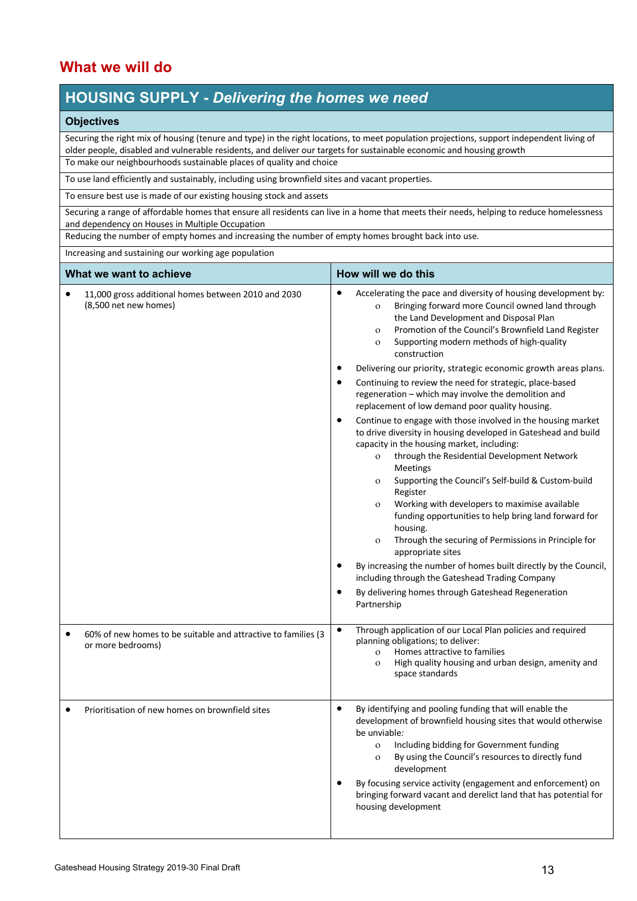## What we will do

### HOUSING SUPPLY - *Delivering the homes we need*

**Objectives**

- Securing the right mix of housing (tenure and type) in the right locations, to meet population projections, support independent living of older people, disabled and vulnerable residents, and deliver our targets for sustainable economic and housing growth
- To make our neighbourhoods sustainable places of quality and choice
- To use land efficiently and sustainably, including using brownfield sites and vacant properties.
- To ensure best use is made of our existing housing stock and assets
- Securing a range of affordable homes that ensure all residents can live in a home that meets their needs, helping to reduce homelessness and dependency on Houses in Multiple Occupation
- Reducing the number of empty homes and increasing the number of empty homes brought back into use.
- Increasing and sustaining our working age population

| What we want to achieve | How will we do this |
|---|---|
| • 11,000 gross additional homes between 2010 and 2030 (8,500 net new homes) | • Accelerating the pace and diversity of housing development by:<br>  o Bringing forward more Council owned land through the Land Development and Disposal Plan<br>  o Promotion of the Council's Brownfield Land Register<br>  o Supporting modern methods of high-quality construction<br>• Delivering our priority, strategic economic growth areas plans.<br>• Continuing to review the need for strategic, place-based regeneration – which may involve the demolition and replacement of low demand poor quality housing.<br>• Continue to engage with those involved in the housing market to drive diversity in housing developed in Gateshead and build capacity in the housing market, including:<br>  o through the Residential Development Network Meetings<br>  o Supporting the Council's Self-build & Custom-build Register<br>  o Working with developers to maximise available funding opportunities to help bring land forward for housing.<br>  o Through the securing of Permissions in Principle for appropriate sites<br>• By increasing the number of homes built directly by the Council, including through the Gateshead Trading Company<br>• By delivering homes through Gateshead Regeneration Partnership |
| • 60% of new homes to be suitable and attractive to families (3 or more bedrooms) | • Through application of our Local Plan policies and required planning obligations; to deliver:<br>  o Homes attractive to families<br>  o High quality housing and urban design, amenity and space standards |
| • Prioritisation of new homes on brownfield sites | • By identifying and pooling funding that will enable the development of brownfield housing sites that would otherwise be unviable*:*<br>  o Including bidding for Government funding<br>  o By using the Council's resources to directly fund development<br>• By focusing service activity (engagement and enforcement) on bringing forward vacant and derelict land that has potential for housing development |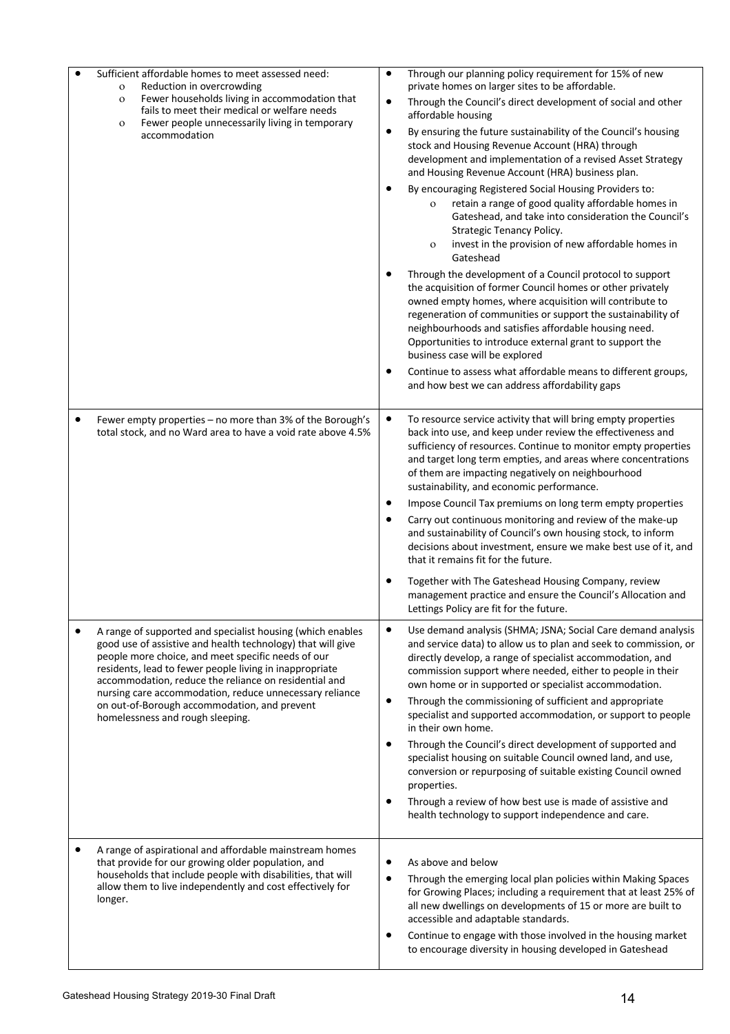| | |
|---|---|
| • Sufficient affordable homes to meet assessed need:<br>o Reduction in overcrowding<br>o Fewer households living in accommodation that fails to meet their medical or welfare needs<br>o Fewer people unnecessarily living in temporary accommodation | • Through our planning policy requirement for 15% of new private homes on larger sites to be affordable.<br>• Through the Council's direct development of social and other affordable housing<br>• By ensuring the future sustainability of the Council's housing stock and Housing Revenue Account (HRA) through development and implementation of a revised Asset Strategy and Housing Revenue Account (HRA) business plan.<br>• By encouraging Registered Social Housing Providers to:<br>o retain a range of good quality affordable homes in Gateshead, and take into consideration the Council's Strategic Tenancy Policy.<br>o invest in the provision of new affordable homes in Gateshead<br>• Through the development of a Council protocol to support the acquisition of former Council homes or other privately owned empty homes, where acquisition will contribute to regeneration of communities or support the sustainability of neighbourhoods and satisfies affordable housing need. Opportunities to introduce external grant to support the business case will be explored<br>• Continue to assess what affordable means to different groups, and how best we can address affordability gaps |
| • Fewer empty properties – no more than 3% of the Borough's total stock, and no Ward area to have a void rate above 4.5% | • To resource service activity that will bring empty properties back into use, and keep under review the effectiveness and sufficiency of resources. Continue to monitor empty properties and target long term empties, and areas where concentrations of them are impacting negatively on neighbourhood sustainability, and economic performance.<br>• Impose Council Tax premiums on long term empty properties<br>• Carry out continuous monitoring and review of the make-up and sustainability of Council's own housing stock, to inform decisions about investment, ensure we make best use of it, and that it remains fit for the future.<br>• Together with The Gateshead Housing Company, review management practice and ensure the Council's Allocation and Lettings Policy are fit for the future. |
| • A range of supported and specialist housing (which enables good use of assistive and health technology) that will give people more choice, and meet specific needs of our residents, lead to fewer people living in inappropriate accommodation, reduce the reliance on residential and nursing care accommodation, reduce unnecessary reliance on out-of-Borough accommodation, and prevent homelessness and rough sleeping. | • Use demand analysis (SHMA; JSNA; Social Care demand analysis and service data) to allow us to plan and seek to commission, or directly develop, a range of specialist accommodation, and commission support where needed, either to people in their own home or in supported or specialist accommodation.<br>• Through the commissioning of sufficient and appropriate specialist and supported accommodation, or support to people in their own home.<br>• Through the Council's direct development of supported and specialist housing on suitable Council owned land, and use, conversion or repurposing of suitable existing Council owned properties.<br>• Through a review of how best use is made of assistive and health technology to support independence and care. |
| • A range of aspirational and affordable mainstream homes that provide for our growing older population, and households that include people with disabilities, that will allow them to live independently and cost effectively for longer. | • As above and below<br>• Through the emerging local plan policies within Making Spaces for Growing Places; including a requirement that at least 25% of all new dwellings on developments of 15 or more are built to accessible and adaptable standards.<br>• Continue to engage with those involved in the housing market to encourage diversity in housing developed in Gateshead |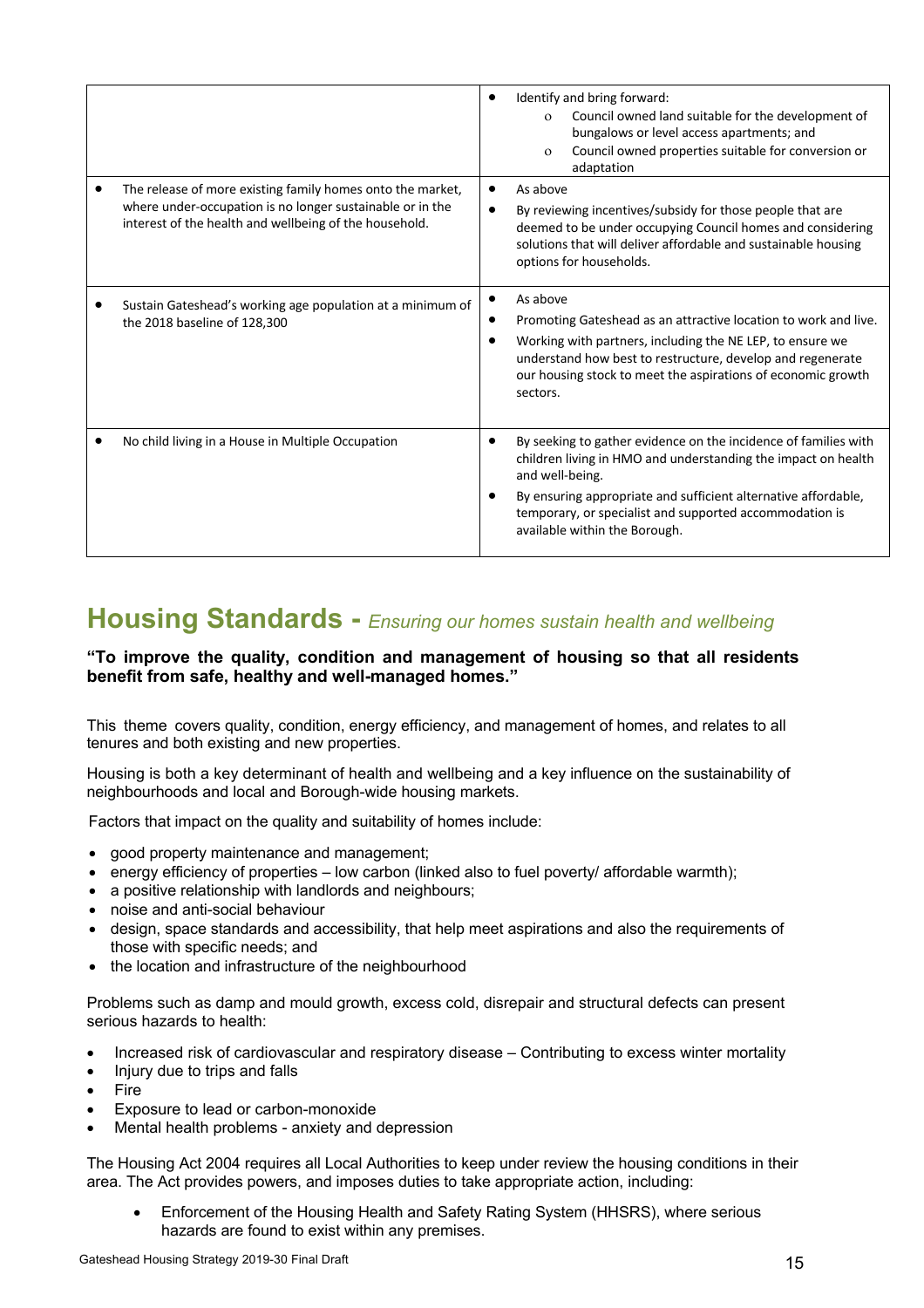| | |
|---|---|
| | • Identify and bring forward:<br>  o Council owned land suitable for the development of bungalows or level access apartments; and<br>  o Council owned properties suitable for conversion or adaptation |
| • The release of more existing family homes onto the market, where under-occupation is no longer sustainable or in the interest of the health and wellbeing of the household. | • As above<br>• By reviewing incentives/subsidy for those people that are deemed to be under occupying Council homes and considering solutions that will deliver affordable and sustainable housing options for households. |
| • Sustain Gateshead's working age population at a minimum of the 2018 baseline of 128,300 | • As above<br>• Promoting Gateshead as an attractive location to work and live.<br>• Working with partners, including the NE LEP, to ensure we understand how best to restructure, develop and regenerate our housing stock to meet the aspirations of economic growth sectors. |
| • No child living in a House in Multiple Occupation | • By seeking to gather evidence on the incidence of families with children living in HMO and understanding the impact on health and well-being.<br>• By ensuring appropriate and sufficient alternative affordable, temporary, or specialist and supported accommodation is available within the Borough. |

# Housing Standards - *Ensuring our homes sustain health and wellbeing*

**"To improve the quality, condition and management of housing so that all residents benefit from safe, healthy and well-managed homes."**

This theme covers quality, condition, energy efficiency, and management of homes, and relates to all tenures and both existing and new properties.

Housing is both a key determinant of health and wellbeing and a key influence on the sustainability of neighbourhoods and local and Borough-wide housing markets.

Factors that impact on the quality and suitability of homes include:

- good property maintenance and management;
- energy efficiency of properties – low carbon (linked also to fuel poverty/ affordable warmth);
- a positive relationship with landlords and neighbours;
- noise and anti-social behaviour
- design, space standards and accessibility, that help meet aspirations and also the requirements of those with specific needs; and
- the location and infrastructure of the neighbourhood

Problems such as damp and mould growth, excess cold, disrepair and structural defects can present serious hazards to health:

- Increased risk of cardiovascular and respiratory disease – Contributing to excess winter mortality
- Injury due to trips and falls
- Fire
- Exposure to lead or carbon-monoxide
- Mental health problems - anxiety and depression

The Housing Act 2004 requires all Local Authorities to keep under review the housing conditions in their area. The Act provides powers, and imposes duties to take appropriate action, including:

- Enforcement of the Housing Health and Safety Rating System (HHSRS), where serious hazards are found to exist within any premises.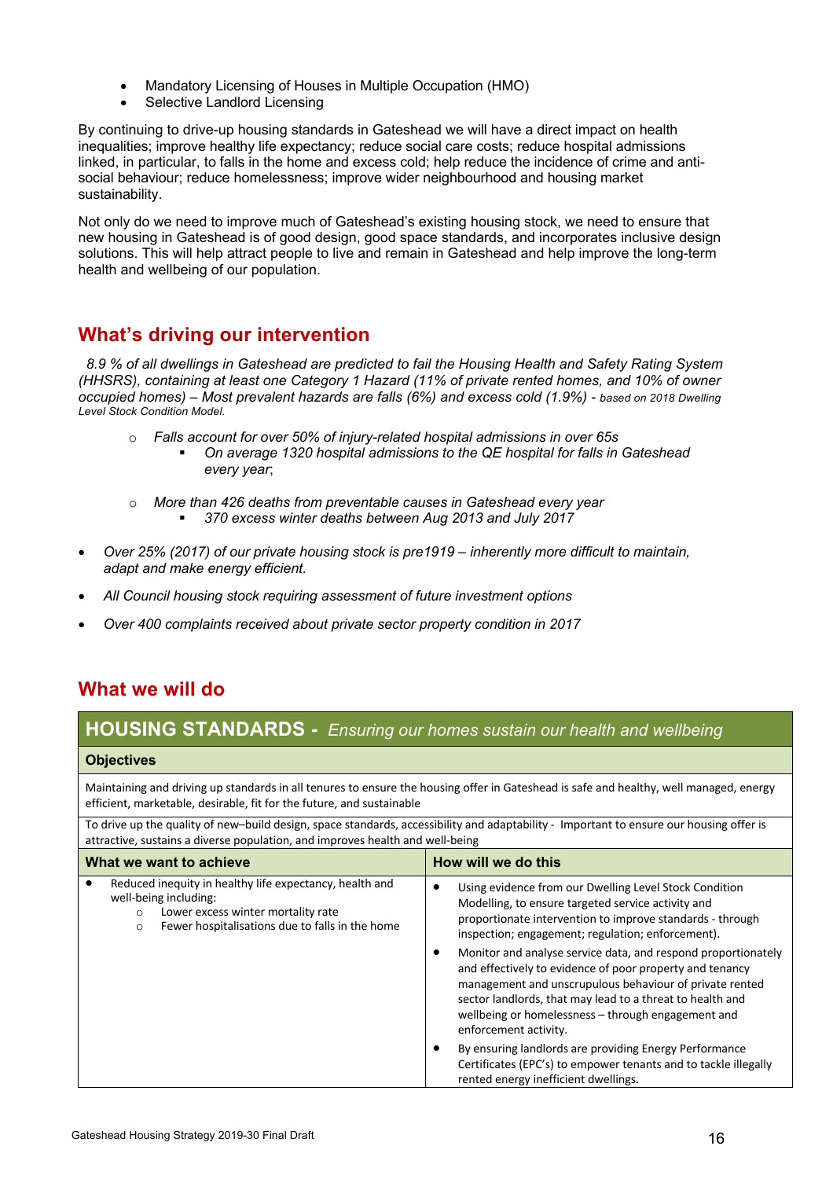- Mandatory Licensing of Houses in Multiple Occupation (HMO)
- Selective Landlord Licensing

By continuing to drive-up housing standards in Gateshead we will have a direct impact on health inequalities; improve healthy life expectancy; reduce social care costs; reduce hospital admissions linked, in particular, to falls in the home and excess cold; help reduce the incidence of crime and anti-social behaviour; reduce homelessness; improve wider neighbourhood and housing market sustainability.

Not only do we need to improve much of Gateshead's existing housing stock, we need to ensure that new housing in Gateshead is of good design, good space standards, and incorporates inclusive design solutions. This will help attract people to live and remain in Gateshead and help improve the long-term health and wellbeing of our population.

## What's driving our intervention

*8.9 % of all dwellings in Gateshead are predicted to fail the Housing Health and Safety Rating System (HHSRS), containing at least one Category 1 Hazard (11% of private rented homes, and 10% of owner occupied homes) – Most prevalent hazards are falls (6%) and excess cold (1.9%)* - *based on 2018 Dwelling Level Stock Condition Model.*

- *Falls account for over 50% of injury-related hospital admissions in over 65s*
  - *On average 1320 hospital admissions to the QE hospital for falls in Gateshead every year*;
- *More than 426 deaths from preventable causes in Gateshead every year*
  - *370 excess winter deaths between Aug 2013 and July 2017*

- *Over 25% (2017) of our private housing stock is pre1919 – inherently more difficult to maintain, adapt and make energy efficient.*
- *All Council housing stock requiring assessment of future investment options*
- *Over 400 complaints received about private sector property condition in 2017*

## What we will do

| **HOUSING STANDARDS -** *Ensuring our homes sustain our health and wellbeing* | |
|---|---|
| **Objectives** | |
| Maintaining and driving up standards in all tenures to ensure the housing offer in Gateshead is safe and healthy, well managed, energy efficient, marketable, desirable, fit for the future, and sustainable | |
| To drive up the quality of new–build design, space standards, accessibility and adaptability - Important to ensure our housing offer is attractive, sustains a diverse population, and improves health and well-being | |
| **What we want to achieve** | **How will we do this** |
| • Reduced inequity in healthy life expectancy, health and well-being including:<br>  ○ Lower excess winter mortality rate<br>  ○ Fewer hospitalisations due to falls in the home | • Using evidence from our Dwelling Level Stock Condition Modelling, to ensure targeted service activity and proportionate intervention to improve standards - through inspection; engagement; regulation; enforcement).<br>• Monitor and analyse service data, and respond proportionately and effectively to evidence of poor property and tenancy management and unscrupulous behaviour of private rented sector landlords, that may lead to a threat to health and wellbeing or homelessness – through engagement and enforcement activity.<br>• By ensuring landlords are providing Energy Performance Certificates (EPC's) to empower tenants and to tackle illegally rented energy inefficient dwellings. |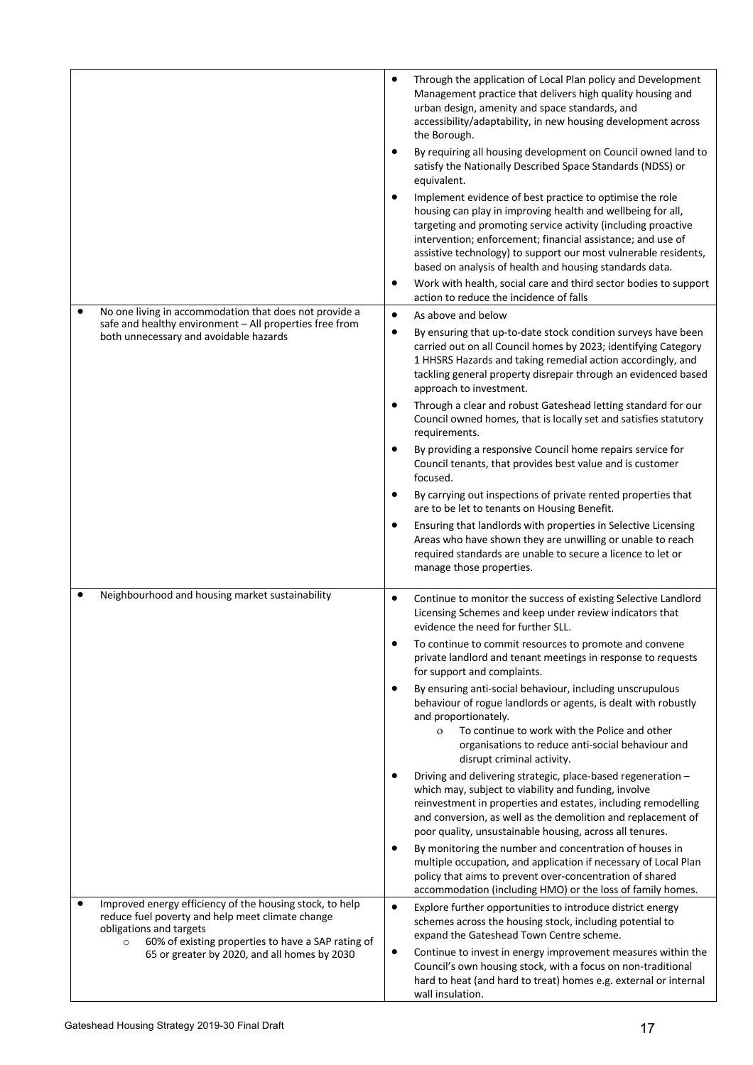| | |
|---|---|
| | • Through the application of Local Plan policy and Development Management practice that delivers high quality housing and urban design, amenity and space standards, and accessibility/adaptability, in new housing development across the Borough.<br>• By requiring all housing development on Council owned land to satisfy the Nationally Described Space Standards (NDSS) or equivalent.<br>• Implement evidence of best practice to optimise the role housing can play in improving health and wellbeing for all, targeting and promoting service activity (including proactive intervention; enforcement; financial assistance; and use of assistive technology) to support our most vulnerable residents, based on analysis of health and housing standards data.<br>• Work with health, social care and third sector bodies to support action to reduce the incidence of falls |
| • No one living in accommodation that does not provide a safe and healthy environment – All properties free from both unnecessary and avoidable hazards | • As above and below<br>• By ensuring that up-to-date stock condition surveys have been carried out on all Council homes by 2023; identifying Category 1 HHSRS Hazards and taking remedial action accordingly, and tackling general property disrepair through an evidenced based approach to investment.<br>• Through a clear and robust Gateshead letting standard for our Council owned homes, that is locally set and satisfies statutory requirements.<br>• By providing a responsive Council home repairs service for Council tenants, that provides best value and is customer focused.<br>• By carrying out inspections of private rented properties that are to be let to tenants on Housing Benefit.<br>• Ensuring that landlords with properties in Selective Licensing Areas who have shown they are unwilling or unable to reach required standards are unable to secure a licence to let or manage those properties. |
| • Neighbourhood and housing market sustainability | • Continue to monitor the success of existing Selective Landlord Licensing Schemes and keep under review indicators that evidence the need for further SLL.<br>• To continue to commit resources to promote and convene private landlord and tenant meetings in response to requests for support and complaints.<br>• By ensuring anti-social behaviour, including unscrupulous behaviour of rogue landlords or agents, is dealt with robustly and proportionately.<br>&nbsp;&nbsp;&nbsp;&nbsp;o To continue to work with the Police and other organisations to reduce anti-social behaviour and disrupt criminal activity.<br>• Driving and delivering strategic, place-based regeneration – which may, subject to viability and funding, involve reinvestment in properties and estates, including remodelling and conversion, as well as the demolition and replacement of poor quality, unsustainable housing, across all tenures.<br>• By monitoring the number and concentration of houses in multiple occupation, and application if necessary of Local Plan policy that aims to prevent over-concentration of shared accommodation (including HMO) or the loss of family homes. |
| • Improved energy efficiency of the housing stock, to help reduce fuel poverty and help meet climate change obligations and targets<br>&nbsp;&nbsp;&nbsp;&nbsp;o 60% of existing properties to have a SAP rating of 65 or greater by 2020, and all homes by 2030 | • Explore further opportunities to introduce district energy schemes across the housing stock, including potential to expand the Gateshead Town Centre scheme.<br>• Continue to invest in energy improvement measures within the Council's own housing stock, with a focus on non-traditional hard to heat (and hard to treat) homes e.g. external or internal wall insulation. |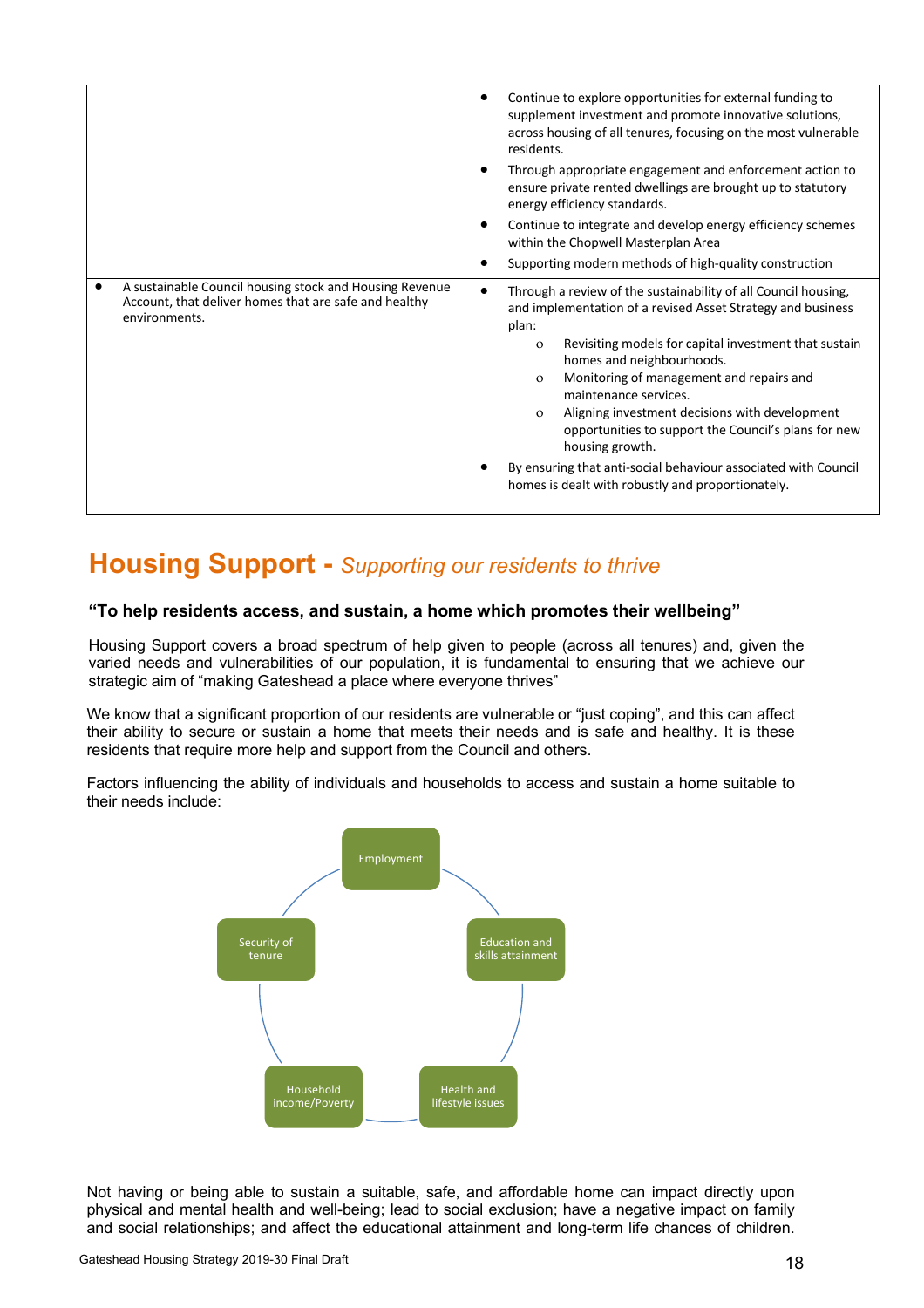| | |
|---|---|
| | • Continue to explore opportunities for external funding to supplement investment and promote innovative solutions, across housing of all tenures, focusing on the most vulnerable residents.<br>• Through appropriate engagement and enforcement action to ensure private rented dwellings are brought up to statutory energy efficiency standards.<br>• Continue to integrate and develop energy efficiency schemes within the Chopwell Masterplan Area<br>• Supporting modern methods of high-quality construction |
| • A sustainable Council housing stock and Housing Revenue Account, that deliver homes that are safe and healthy environments. | • Through a review of the sustainability of all Council housing, and implementation of a revised Asset Strategy and business plan:<br>  o Revisiting models for capital investment that sustain homes and neighbourhoods.<br>  o Monitoring of management and repairs and maintenance services.<br>  o Aligning investment decisions with development opportunities to support the Council's plans for new housing growth.<br>• By ensuring that anti-social behaviour associated with Council homes is dealt with robustly and proportionately. |

# Housing Support - *Supporting our residents to thrive*

**"To help residents access, and sustain, a home which promotes their wellbeing"**

Housing Support covers a broad spectrum of help given to people (across all tenures) and, given the varied needs and vulnerabilities of our population, it is fundamental to ensuring that we achieve our strategic aim of "making Gateshead a place where everyone thrives"

We know that a significant proportion of our residents are vulnerable or "just coping", and this can affect their ability to secure or sustain a home that meets their needs and is safe and healthy. It is these residents that require more help and support from the Council and others.

Factors influencing the ability of individuals and households to access and sustain a home suitable to their needs include:

- Employment
- Education and skills attainment
- Health and lifestyle issues
- Household income/Poverty
- Security of tenure

Not having or being able to sustain a suitable, safe, and affordable home can impact directly upon physical and mental health and well-being; lead to social exclusion; have a negative impact on family and social relationships; and affect the educational attainment and long-term life chances of children.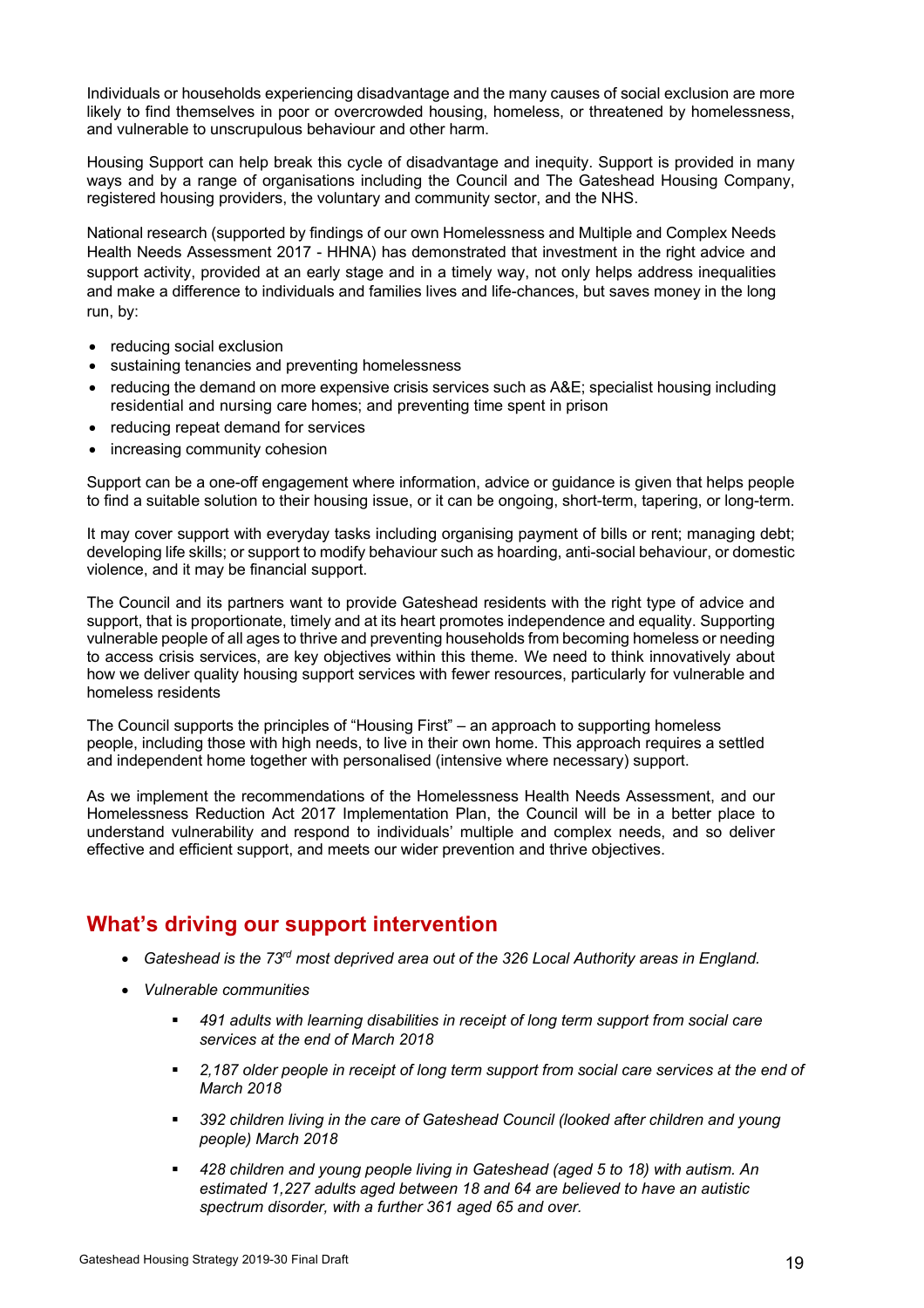Individuals or households experiencing disadvantage and the many causes of social exclusion are more likely to find themselves in poor or overcrowded housing, homeless, or threatened by homelessness, and vulnerable to unscrupulous behaviour and other harm.

Housing Support can help break this cycle of disadvantage and inequity. Support is provided in many ways and by a range of organisations including the Council and The Gateshead Housing Company, registered housing providers, the voluntary and community sector, and the NHS.

National research (supported by findings of our own Homelessness and Multiple and Complex Needs Health Needs Assessment 2017 - HHNA) has demonstrated that investment in the right advice and support activity, provided at an early stage and in a timely way, not only helps address inequalities and make a difference to individuals and families lives and life-chances, but saves money in the long run, by:

- reducing social exclusion
- sustaining tenancies and preventing homelessness
- reducing the demand on more expensive crisis services such as A&E; specialist housing including residential and nursing care homes; and preventing time spent in prison
- reducing repeat demand for services
- increasing community cohesion

Support can be a one-off engagement where information, advice or guidance is given that helps people to find a suitable solution to their housing issue, or it can be ongoing, short-term, tapering, or long-term.

It may cover support with everyday tasks including organising payment of bills or rent; managing debt; developing life skills; or support to modify behaviour such as hoarding, anti-social behaviour, or domestic violence, and it may be financial support.

The Council and its partners want to provide Gateshead residents with the right type of advice and support, that is proportionate, timely and at its heart promotes independence and equality. Supporting vulnerable people of all ages to thrive and preventing households from becoming homeless or needing to access crisis services, are key objectives within this theme. We need to think innovatively about how we deliver quality housing support services with fewer resources, particularly for vulnerable and homeless residents

The Council supports the principles of "Housing First" – an approach to supporting homeless people, including those with high needs, to live in their own home. This approach requires a settled and independent home together with personalised (intensive where necessary) support.

As we implement the recommendations of the Homelessness Health Needs Assessment, and our Homelessness Reduction Act 2017 Implementation Plan, the Council will be in a better place to understand vulnerability and respond to individuals' multiple and complex needs, and so deliver effective and efficient support, and meets our wider prevention and thrive objectives.

## What's driving our support intervention

- *Gateshead is the 73rd most deprived area out of the 326 Local Authority areas in England.*
- *Vulnerable communities*
  - *491 adults with learning disabilities in receipt of long term support from social care services at the end of March 2018*
  - *2,187 older people in receipt of long term support from social care services at the end of March 2018*
  - *392 children living in the care of Gateshead Council (looked after children and young people) March 2018*
  - *428 children and young people living in Gateshead (aged 5 to 18) with autism. An estimated 1,227 adults aged between 18 and 64 are believed to have an autistic spectrum disorder, with a further 361 aged 65 and over.*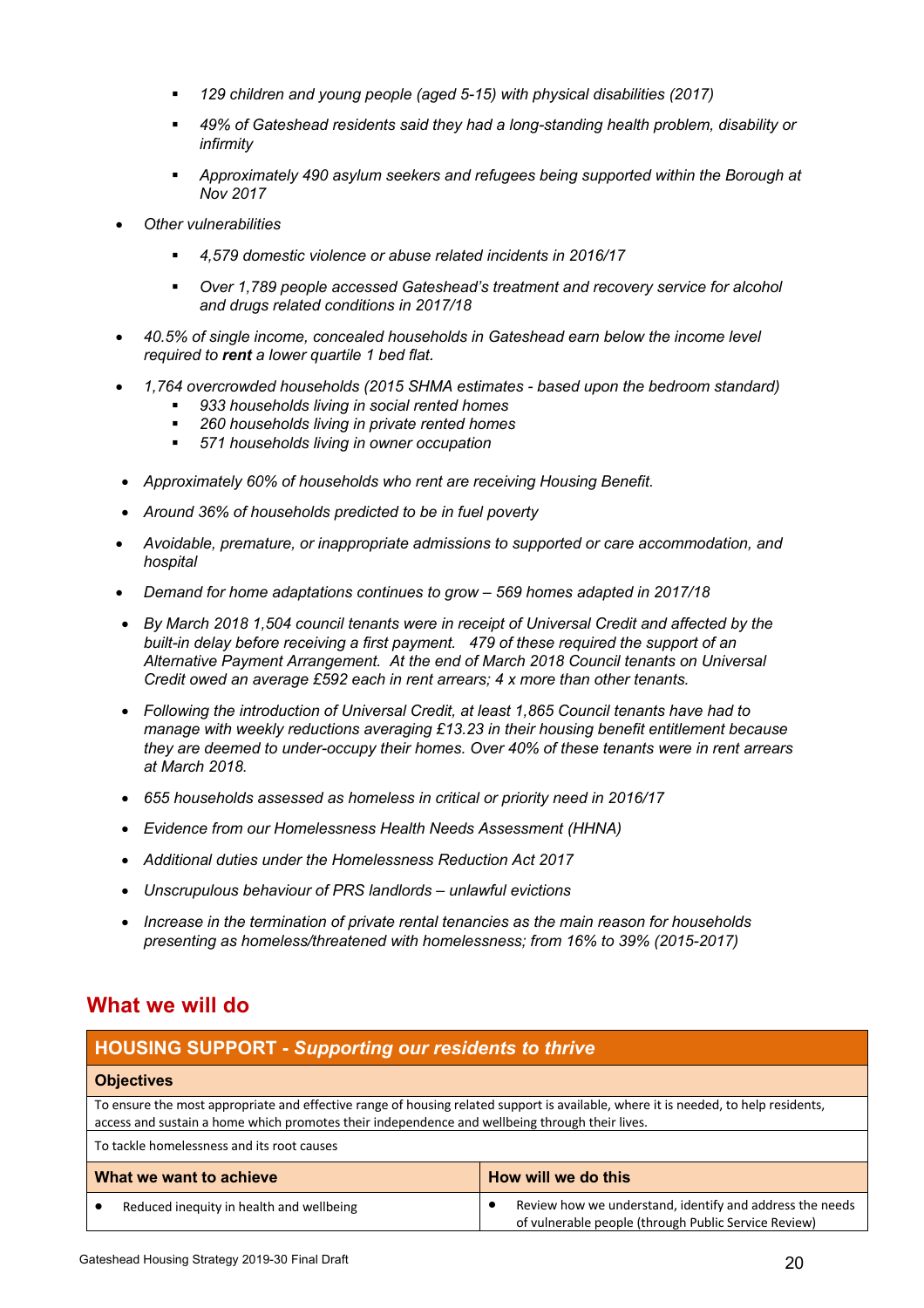- *129 children and young people (aged 5-15) with physical disabilities (2017)*
    - *49% of Gateshead residents said they had a long-standing health problem, disability or infirmity*
    - *Approximately 490 asylum seekers and refugees being supported within the Borough at Nov 2017*
- *Other vulnerabilities*
    - *4,579 domestic violence or abuse related incidents in 2016/17*
    - *Over 1,789 people accessed Gateshead's treatment and recovery service for alcohol and drugs related conditions in 2017/18*
- *40.5% of single income, concealed households in Gateshead earn below the income level required to **rent** a lower quartile 1 bed flat.*
- *1,764 overcrowded households (2015 SHMA estimates - based upon the bedroom standard)*
    - *933 households living in social rented homes*
    - *260 households living in private rented homes*
    - *571 households living in owner occupation*
- *Approximately 60% of households who rent are receiving Housing Benefit.*
- *Around 36% of households predicted to be in fuel poverty*
- *Avoidable, premature, or inappropriate admissions to supported or care accommodation, and hospital*
- *Demand for home adaptations continues to grow – 569 homes adapted in 2017/18*
- *By March 2018 1,504 council tenants were in receipt of Universal Credit and affected by the built-in delay before receiving a first payment. 479 of these required the support of an Alternative Payment Arrangement. At the end of March 2018 Council tenants on Universal Credit owed an average £592 each in rent arrears; 4 x more than other tenants.*
- *Following the introduction of Universal Credit, at least 1,865 Council tenants have had to manage with weekly reductions averaging £13.23 in their housing benefit entitlement because they are deemed to under-occupy their homes. Over 40% of these tenants were in rent arrears at March 2018.*
- *655 households assessed as homeless in critical or priority need in 2016/17*
- *Evidence from our Homelessness Health Needs Assessment (HHNA)*
- *Additional duties under the Homelessness Reduction Act 2017*
- *Unscrupulous behaviour of PRS landlords – unlawful evictions*
- *Increase in the termination of private rental tenancies as the main reason for households presenting as homeless/threatened with homelessness; from 16% to 39% (2015-2017)*

## What we will do

| **HOUSING SUPPORT** - ***Supporting our residents to thrive*** | |
|---|---|
| **Objectives** | |
| To ensure the most appropriate and effective range of housing related support is available, where it is needed, to help residents, access and sustain a home which promotes their independence and wellbeing through their lives. | |
| To tackle homelessness and its root causes | |
| **What we want to achieve** | **How will we do this** |
| • Reduced inequity in health and wellbeing | • Review how we understand, identify and address the needs of vulnerable people (through Public Service Review) |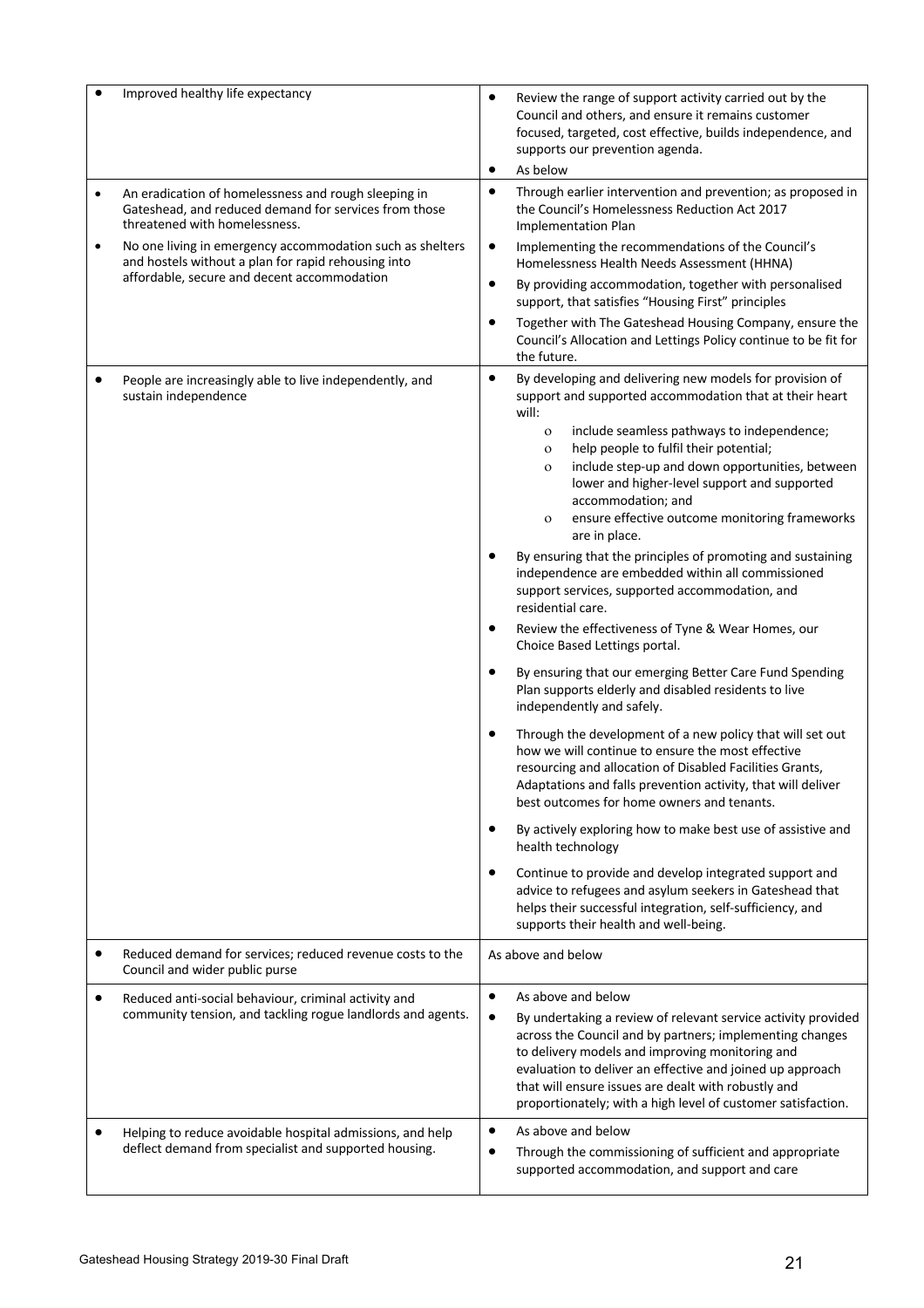| | |
|---|---|
| • Improved healthy life expectancy | • Review the range of support activity carried out by the Council and others, and ensure it remains customer focused, targeted, cost effective, builds independence, and supports our prevention agenda.<br>• As below |
| • An eradication of homelessness and rough sleeping in Gateshead, and reduced demand for services from those threatened with homelessness.<br>• No one living in emergency accommodation such as shelters and hostels without a plan for rapid rehousing into affordable, secure and decent accommodation | • Through earlier intervention and prevention; as proposed in the Council's Homelessness Reduction Act 2017 Implementation Plan<br>• Implementing the recommendations of the Council's Homelessness Health Needs Assessment (HHNA)<br>• By providing accommodation, together with personalised support, that satisfies "Housing First" principles<br>• Together with The Gateshead Housing Company, ensure the Council's Allocation and Lettings Policy continue to be fit for the future. |
| • People are increasingly able to live independently, and sustain independence | • By developing and delivering new models for provision of support and supported accommodation that at their heart will:<br>o include seamless pathways to independence;<br>o help people to fulfil their potential;<br>o include step-up and down opportunities, between lower and higher-level support and supported accommodation; and<br>o ensure effective outcome monitoring frameworks are in place.<br>• By ensuring that the principles of promoting and sustaining independence are embedded within all commissioned support services, supported accommodation, and residential care.<br>• Review the effectiveness of Tyne & Wear Homes, our Choice Based Lettings portal.<br>• By ensuring that our emerging Better Care Fund Spending Plan supports elderly and disabled residents to live independently and safely.<br>• Through the development of a new policy that will set out how we will continue to ensure the most effective resourcing and allocation of Disabled Facilities Grants, Adaptations and falls prevention activity, that will deliver best outcomes for home owners and tenants.<br>• By actively exploring how to make best use of assistive and health technology<br>• Continue to provide and develop integrated support and advice to refugees and asylum seekers in Gateshead that helps their successful integration, self-sufficiency, and supports their health and well-being. |
| • Reduced demand for services; reduced revenue costs to the Council and wider public purse | As above and below |
| • Reduced anti-social behaviour, criminal activity and community tension, and tackling rogue landlords and agents. | • As above and below<br>• By undertaking a review of relevant service activity provided across the Council and by partners; implementing changes to delivery models and improving monitoring and evaluation to deliver an effective and joined up approach that will ensure issues are dealt with robustly and proportionately; with a high level of customer satisfaction. |
| • Helping to reduce avoidable hospital admissions, and help deflect demand from specialist and supported housing. | • As above and below<br>• Through the commissioning of sufficient and appropriate supported accommodation, and support and care |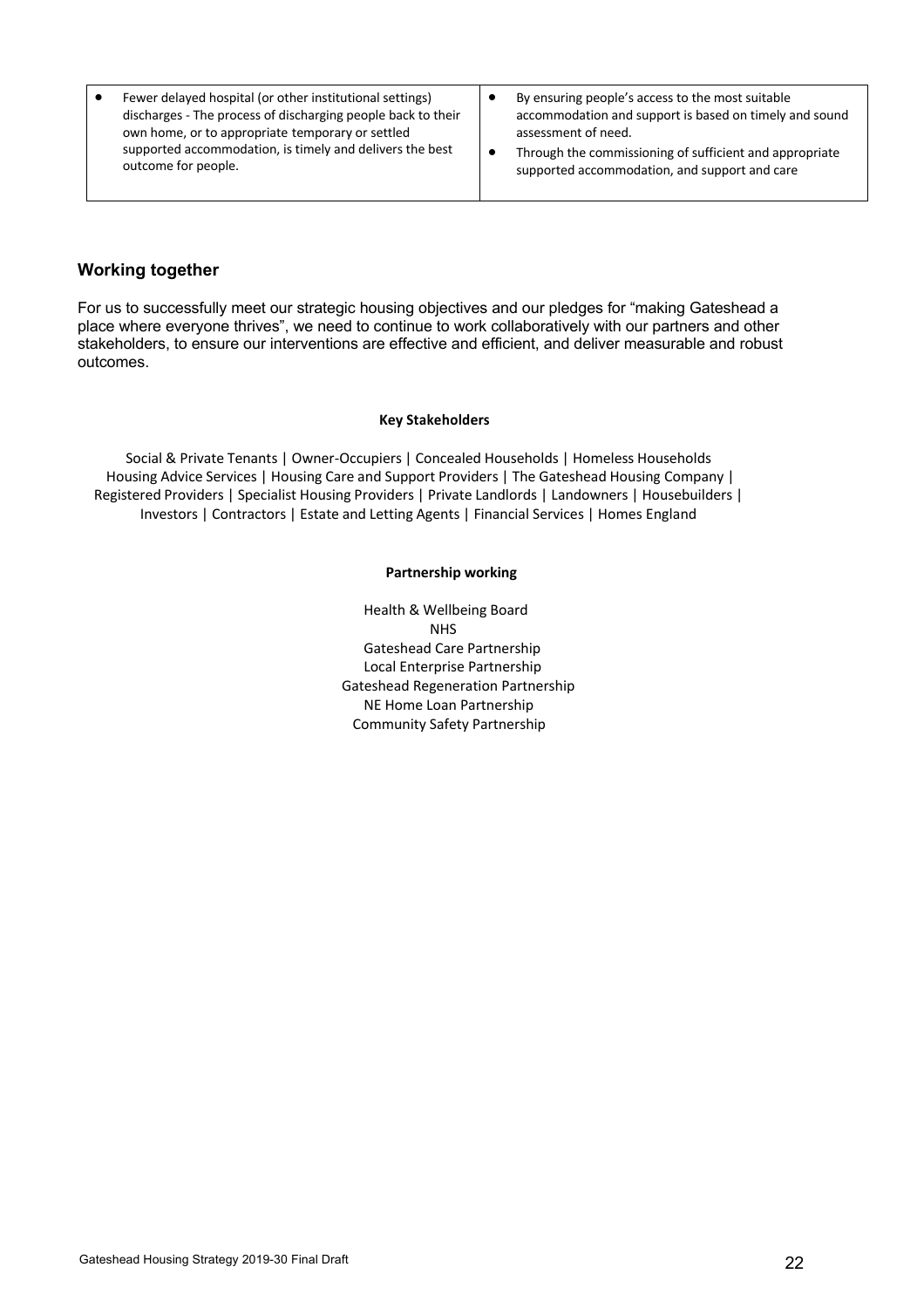| | |
|---|---|
| • Fewer delayed hospital (or other institutional settings) discharges - The process of discharging people back to their own home, or to appropriate temporary or settled supported accommodation, is timely and delivers the best outcome for people. | • By ensuring people's access to the most suitable accommodation and support is based on timely and sound assessment of need.<br>• Through the commissioning of sufficient and appropriate supported accommodation, and support and care |

## Working together

For us to successfully meet our strategic housing objectives and our pledges for "making Gateshead a place where everyone thrives", we need to continue to work collaboratively with our partners and other stakeholders, to ensure our interventions are effective and efficient, and deliver measurable and robust outcomes.

**Key Stakeholders**

Social & Private Tenants | Owner-Occupiers | Concealed Households | Homeless Households
Housing Advice Services | Housing Care and Support Providers | The Gateshead Housing Company |
Registered Providers | Specialist Housing Providers | Private Landlords | Landowners | Housebuilders |
Investors | Contractors | Estate and Letting Agents | Financial Services | Homes England

**Partnership working**

Health & Wellbeing Board
NHS
Gateshead Care Partnership
Local Enterprise Partnership
Gateshead Regeneration Partnership
NE Home Loan Partnership
Community Safety Partnership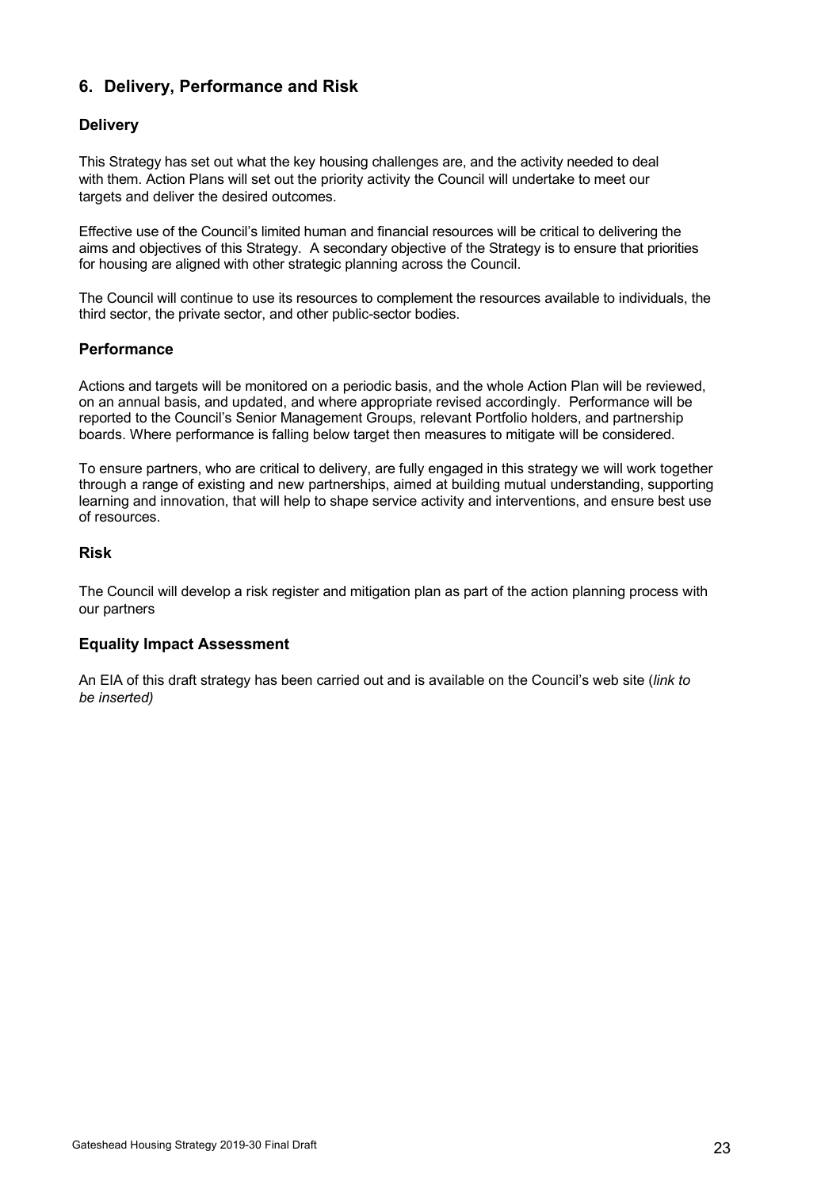## 6. Delivery, Performance and Risk

### Delivery

This Strategy has set out what the key housing challenges are, and the activity needed to deal with them. Action Plans will set out the priority activity the Council will undertake to meet our targets and deliver the desired outcomes.

Effective use of the Council's limited human and financial resources will be critical to delivering the aims and objectives of this Strategy. A secondary objective of the Strategy is to ensure that priorities for housing are aligned with other strategic planning across the Council.

The Council will continue to use its resources to complement the resources available to individuals, the third sector, the private sector, and other public-sector bodies.

### Performance

Actions and targets will be monitored on a periodic basis, and the whole Action Plan will be reviewed, on an annual basis, and updated, and where appropriate revised accordingly. Performance will be reported to the Council's Senior Management Groups, relevant Portfolio holders, and partnership boards. Where performance is falling below target then measures to mitigate will be considered.

To ensure partners, who are critical to delivery, are fully engaged in this strategy we will work together through a range of existing and new partnerships, aimed at building mutual understanding, supporting learning and innovation, that will help to shape service activity and interventions, and ensure best use of resources.

### Risk

The Council will develop a risk register and mitigation plan as part of the action planning process with our partners

### Equality Impact Assessment

An EIA of this draft strategy has been carried out and is available on the Council's web site (*link to be inserted)*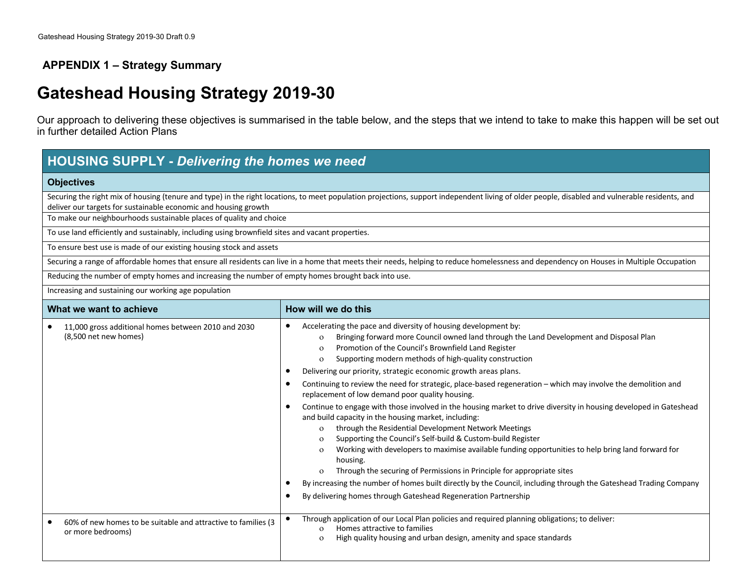## APPENDIX 1 – Strategy Summary

# Gateshead Housing Strategy 2019-30

Our approach to delivering these objectives is summarised in the table below, and the steps that we intend to take to make this happen will be set out in further detailed Action Plans

## HOUSING SUPPLY - *Delivering the homes we need*

### Objectives

- Securing the right mix of housing (tenure and type) in the right locations, to meet population projections, support independent living of older people, disabled and vulnerable residents, and deliver our targets for sustainable economic and housing growth
- To make our neighbourhoods sustainable places of quality and choice
- To use land efficiently and sustainably, including using brownfield sites and vacant properties.
- To ensure best use is made of our existing housing stock and assets
- Securing a range of affordable homes that ensure all residents can live in a home that meets their needs, helping to reduce homelessness and dependency on Houses in Multiple Occupation
- Reducing the number of empty homes and increasing the number of empty homes brought back into use.
- Increasing and sustaining our working age population

| What we want to achieve | How will we do this |
|---|---|
| • 11,000 gross additional homes between 2010 and 2030 (8,500 net new homes) | • Accelerating the pace and diversity of housing development by:<br>  o Bringing forward more Council owned land through the Land Development and Disposal Plan<br>  o Promotion of the Council's Brownfield Land Register<br>  o Supporting modern methods of high-quality construction<br>• Delivering our priority, strategic economic growth areas plans.<br>• Continuing to review the need for strategic, place-based regeneration – which may involve the demolition and replacement of low demand poor quality housing.<br>• Continue to engage with those involved in the housing market to drive diversity in housing developed in Gateshead and build capacity in the housing market, including:<br>  o through the Residential Development Network Meetings<br>  o Supporting the Council's Self-build & Custom-build Register<br>  o Working with developers to maximise available funding opportunities to help bring land forward for housing.<br>  o Through the securing of Permissions in Principle for appropriate sites<br>• By increasing the number of homes built directly by the Council, including through the Gateshead Trading Company<br>• By delivering homes through Gateshead Regeneration Partnership |
| • 60% of new homes to be suitable and attractive to families (3 or more bedrooms) | • Through application of our Local Plan policies and required planning obligations; to deliver:<br>  o Homes attractive to families<br>  o High quality housing and urban design, amenity and space standards |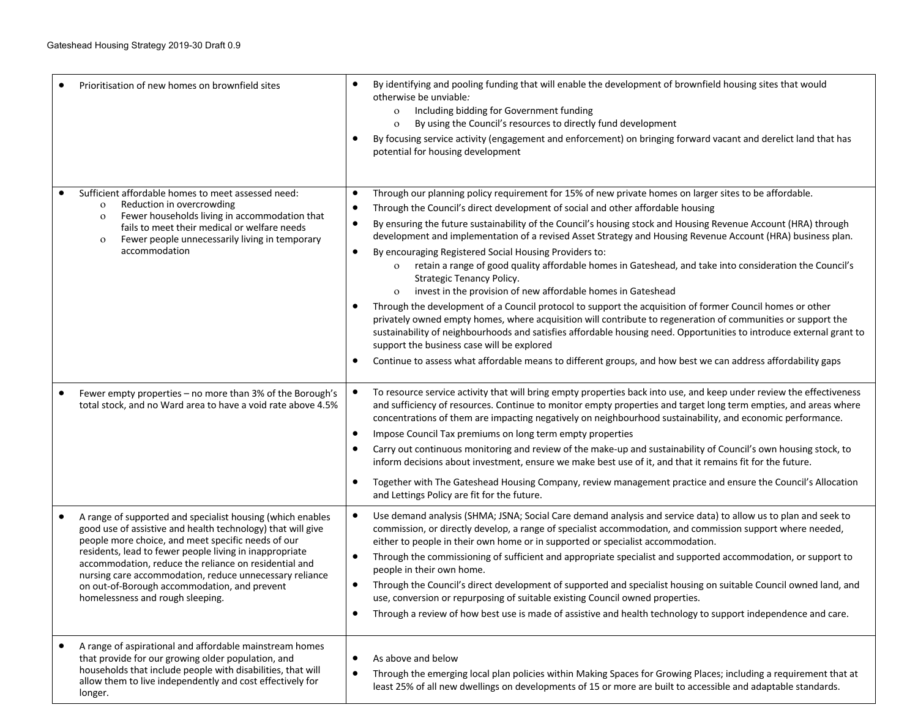| | |
|---|---|
| • Prioritisation of new homes on brownfield sites | • By identifying and pooling funding that will enable the development of brownfield housing sites that would otherwise be unviable:<br>o Including bidding for Government funding<br>o By using the Council's resources to directly fund development<br>• By focusing service activity (engagement and enforcement) on bringing forward vacant and derelict land that has potential for housing development |
| • Sufficient affordable homes to meet assessed need:<br>o Reduction in overcrowding<br>o Fewer households living in accommodation that fails to meet their medical or welfare needs<br>o Fewer people unnecessarily living in temporary accommodation | • Through our planning policy requirement for 15% of new private homes on larger sites to be affordable.<br>• Through the Council's direct development of social and other affordable housing<br>• By ensuring the future sustainability of the Council's housing stock and Housing Revenue Account (HRA) through development and implementation of a revised Asset Strategy and Housing Revenue Account (HRA) business plan.<br>• By encouraging Registered Social Housing Providers to:<br>o retain a range of good quality affordable homes in Gateshead, and take into consideration the Council's Strategic Tenancy Policy.<br>o invest in the provision of new affordable homes in Gateshead<br>• Through the development of a Council protocol to support the acquisition of former Council homes or other privately owned empty homes, where acquisition will contribute to regeneration of communities or support the sustainability of neighbourhoods and satisfies affordable housing need. Opportunities to introduce external grant to support the business case will be explored<br>• Continue to assess what affordable means to different groups, and how best we can address affordability gaps |
| • Fewer empty properties – no more than 3% of the Borough's total stock, and no Ward area to have a void rate above 4.5% | • To resource service activity that will bring empty properties back into use, and keep under review the effectiveness and sufficiency of resources. Continue to monitor empty properties and target long term empties, and areas where concentrations of them are impacting negatively on neighbourhood sustainability, and economic performance.<br>• Impose Council Tax premiums on long term empty properties<br>• Carry out continuous monitoring and review of the make-up and sustainability of Council's own housing stock, to inform decisions about investment, ensure we make best use of it, and that it remains fit for the future.<br>• Together with The Gateshead Housing Company, review management practice and ensure the Council's Allocation and Lettings Policy are fit for the future. |
| • A range of supported and specialist housing (which enables good use of assistive and health technology) that will give people more choice, and meet specific needs of our residents, lead to fewer people living in inappropriate accommodation, reduce the reliance on residential and nursing care accommodation, reduce unnecessary reliance on out-of-Borough accommodation, and prevent homelessness and rough sleeping. | • Use demand analysis (SHMA; JSNA; Social Care demand analysis and service data) to allow us to plan and seek to commission, or directly develop, a range of specialist accommodation, and commission support where needed, either to people in their own home or in supported or specialist accommodation.<br>• Through the commissioning of sufficient and appropriate specialist and supported accommodation, or support to people in their own home.<br>• Through the Council's direct development of supported and specialist housing on suitable Council owned land, and use, conversion or repurposing of suitable existing Council owned properties.<br>• Through a review of how best use is made of assistive and health technology to support independence and care. |
| • A range of aspirational and affordable mainstream homes that provide for our growing older population, and households that include people with disabilities, that will allow them to live independently and cost effectively for longer. | • As above and below<br>• Through the emerging local plan policies within Making Spaces for Growing Places; including a requirement that at least 25% of all new dwellings on developments of 15 or more are built to accessible and adaptable standards. |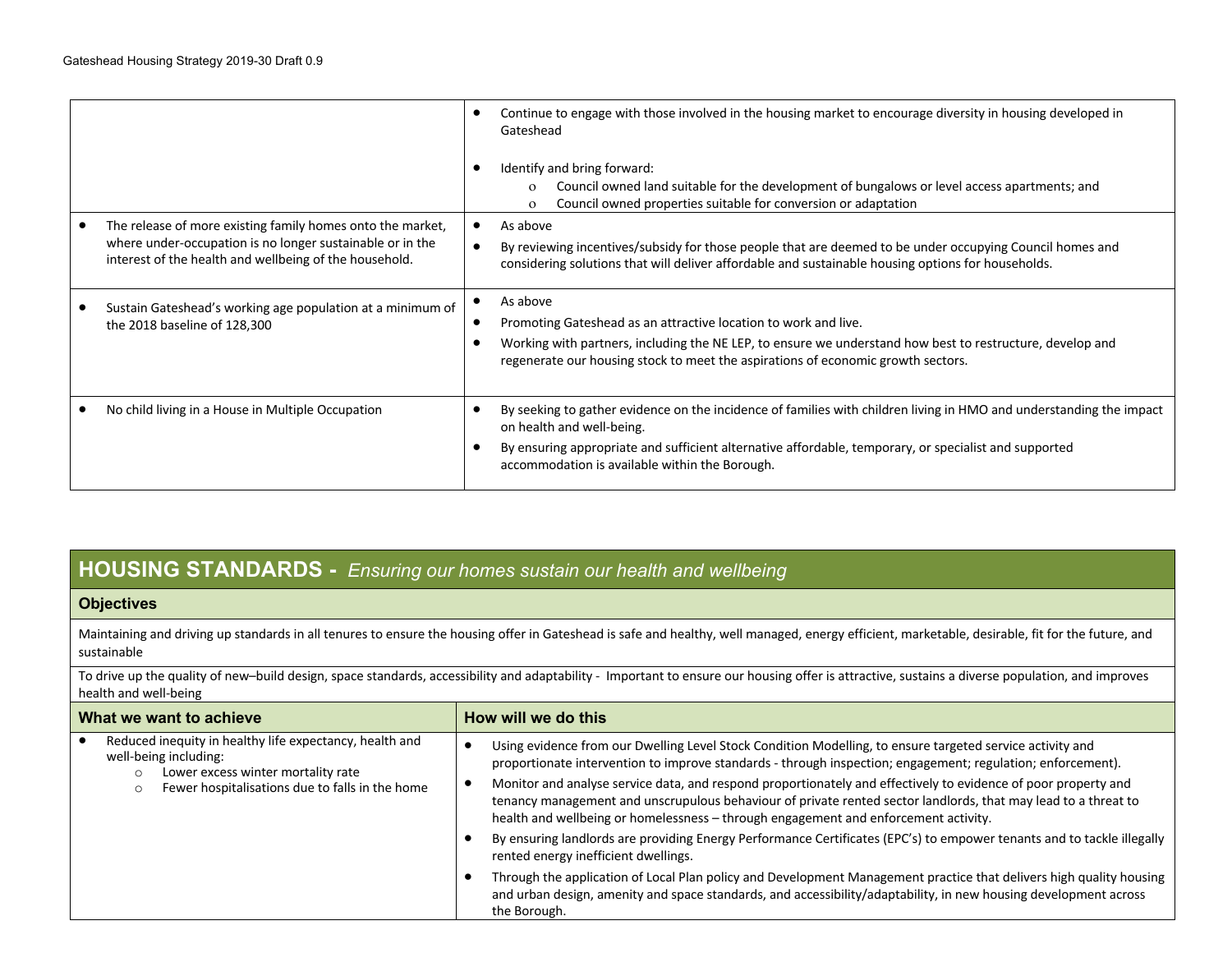| | |
|---|---|
| | • Continue to engage with those involved in the housing market to encourage diversity in housing developed in Gateshead<br><br>• Identify and bring forward:<br>  o Council owned land suitable for the development of bungalows or level access apartments; and<br>  o Council owned properties suitable for conversion or adaptation |
| • The release of more existing family homes onto the market, where under-occupation is no longer sustainable or in the interest of the health and wellbeing of the household. | • As above<br>• By reviewing incentives/subsidy for those people that are deemed to be under occupying Council homes and considering solutions that will deliver affordable and sustainable housing options for households. |
| • Sustain Gateshead's working age population at a minimum of the 2018 baseline of 128,300 | • As above<br>• Promoting Gateshead as an attractive location to work and live.<br>• Working with partners, including the NE LEP, to ensure we understand how best to restructure, develop and regenerate our housing stock to meet the aspirations of economic growth sectors. |
| • No child living in a House in Multiple Occupation | • By seeking to gather evidence on the incidence of families with children living in HMO and understanding the impact on health and well-being.<br>• By ensuring appropriate and sufficient alternative affordable, temporary, or specialist and supported accommodation is available within the Borough. |

## HOUSING STANDARDS - *Ensuring our homes sustain our health and wellbeing*

**Objectives**

Maintaining and driving up standards in all tenures to ensure the housing offer in Gateshead is safe and healthy, well managed, energy efficient, marketable, desirable, fit for the future, and sustainable

To drive up the quality of new–build design, space standards, accessibility and adaptability - Important to ensure our housing offer is attractive, sustains a diverse population, and improves health and well-being

| What we want to achieve | How will we do this |
|---|---|
| • Reduced inequity in healthy life expectancy, health and well-being including:<br>  o Lower excess winter mortality rate<br>  o Fewer hospitalisations due to falls in the home | • Using evidence from our Dwelling Level Stock Condition Modelling, to ensure targeted service activity and proportionate intervention to improve standards - through inspection; engagement; regulation; enforcement).<br>• Monitor and analyse service data, and respond proportionately and effectively to evidence of poor property and tenancy management and unscrupulous behaviour of private rented sector landlords, that may lead to a threat to health and wellbeing or homelessness – through engagement and enforcement activity.<br>• By ensuring landlords are providing Energy Performance Certificates (EPC's) to empower tenants and to tackle illegally rented energy inefficient dwellings.<br>• Through the application of Local Plan policy and Development Management practice that delivers high quality housing and urban design, amenity and space standards, and accessibility/adaptability, in new housing development across the Borough. |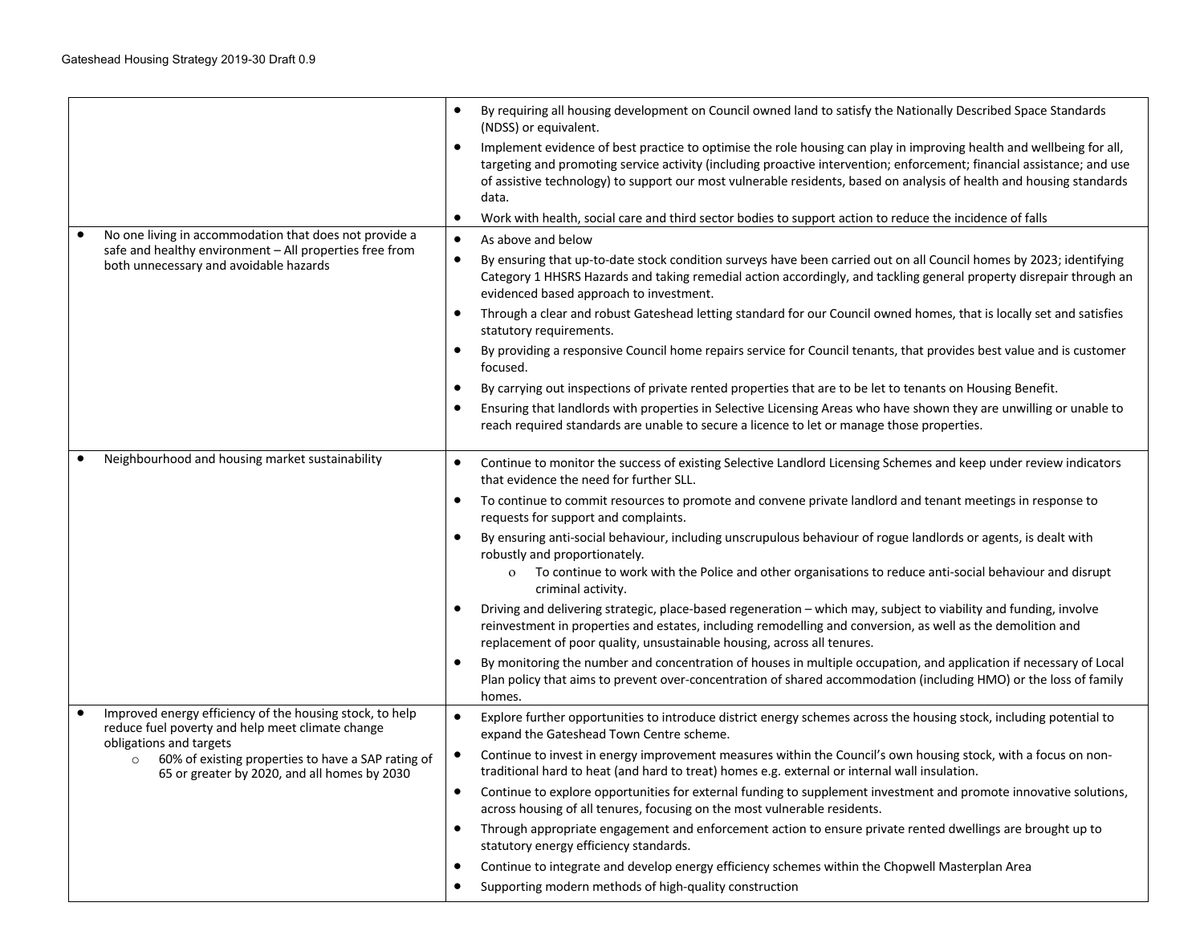| | |
|---|---|
| | • By requiring all housing development on Council owned land to satisfy the Nationally Described Space Standards (NDSS) or equivalent.<br>• Implement evidence of best practice to optimise the role housing can play in improving health and wellbeing for all, targeting and promoting service activity (including proactive intervention; enforcement; financial assistance; and use of assistive technology) to support our most vulnerable residents, based on analysis of health and housing standards data.<br>• Work with health, social care and third sector bodies to support action to reduce the incidence of falls |
| • No one living in accommodation that does not provide a safe and healthy environment – All properties free from both unnecessary and avoidable hazards | • As above and below<br>• By ensuring that up-to-date stock condition surveys have been carried out on all Council homes by 2023; identifying Category 1 HHSRS Hazards and taking remedial action accordingly, and tackling general property disrepair through an evidenced based approach to investment.<br>• Through a clear and robust Gateshead letting standard for our Council owned homes, that is locally set and satisfies statutory requirements.<br>• By providing a responsive Council home repairs service for Council tenants, that provides best value and is customer focused.<br>• By carrying out inspections of private rented properties that are to be let to tenants on Housing Benefit.<br>• Ensuring that landlords with properties in Selective Licensing Areas who have shown they are unwilling or unable to reach required standards are unable to secure a licence to let or manage those properties. |
| • Neighbourhood and housing market sustainability | • Continue to monitor the success of existing Selective Landlord Licensing Schemes and keep under review indicators that evidence the need for further SLL.<br>• To continue to commit resources to promote and convene private landlord and tenant meetings in response to requests for support and complaints.<br>• By ensuring anti-social behaviour, including unscrupulous behaviour of rogue landlords or agents, is dealt with robustly and proportionately.<br>  o To continue to work with the Police and other organisations to reduce anti-social behaviour and disrupt criminal activity.<br>• Driving and delivering strategic, place-based regeneration – which may, subject to viability and funding, involve reinvestment in properties and estates, including remodelling and conversion, as well as the demolition and replacement of poor quality, unsustainable housing, across all tenures.<br>• By monitoring the number and concentration of houses in multiple occupation, and application if necessary of Local Plan policy that aims to prevent over-concentration of shared accommodation (including HMO) or the loss of family homes. |
| • Improved energy efficiency of the housing stock, to help reduce fuel poverty and help meet climate change obligations and targets<br>  ○ 60% of existing properties to have a SAP rating of 65 or greater by 2020, and all homes by 2030 | • Explore further opportunities to introduce district energy schemes across the housing stock, including potential to expand the Gateshead Town Centre scheme.<br>• Continue to invest in energy improvement measures within the Council's own housing stock, with a focus on non-traditional hard to heat (and hard to treat) homes e.g. external or internal wall insulation.<br>• Continue to explore opportunities for external funding to supplement investment and promote innovative solutions, across housing of all tenures, focusing on the most vulnerable residents.<br>• Through appropriate engagement and enforcement action to ensure private rented dwellings are brought up to statutory energy efficiency standards.<br>• Continue to integrate and develop energy efficiency schemes within the Chopwell Masterplan Area<br>• Supporting modern methods of high-quality construction |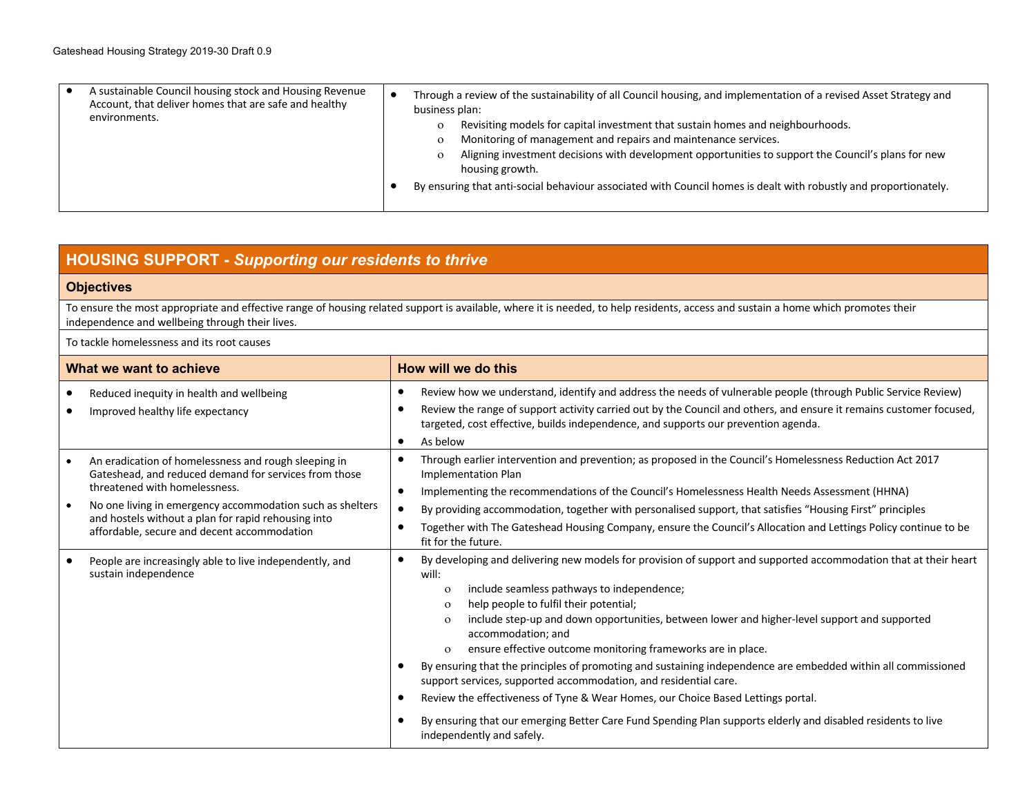| | |
|---|---|
| • A sustainable Council housing stock and Housing Revenue Account, that deliver homes that are safe and healthy environments. | • Through a review of the sustainability of all Council housing, and implementation of a revised Asset Strategy and business plan:<br>o Revisiting models for capital investment that sustain homes and neighbourhoods.<br>o Monitoring of management and repairs and maintenance services.<br>o Aligning investment decisions with development opportunities to support the Council's plans for new housing growth.<br>• By ensuring that anti-social behaviour associated with Council homes is dealt with robustly and proportionately. |

## HOUSING SUPPORT - *Supporting our residents to thrive*

### Objectives

To ensure the most appropriate and effective range of housing related support is available, where it is needed, to help residents, access and sustain a home which promotes their independence and wellbeing through their lives.

To tackle homelessness and its root causes

| What we want to achieve | How will we do this |
|---|---|
| • Reduced inequity in health and wellbeing<br>• Improved healthy life expectancy | • Review how we understand, identify and address the needs of vulnerable people (through Public Service Review)<br>• Review the range of support activity carried out by the Council and others, and ensure it remains customer focused, targeted, cost effective, builds independence, and supports our prevention agenda.<br>• As below |
| • An eradication of homelessness and rough sleeping in Gateshead, and reduced demand for services from those threatened with homelessness.<br>• No one living in emergency accommodation such as shelters and hostels without a plan for rapid rehousing into affordable, secure and decent accommodation | • Through earlier intervention and prevention; as proposed in the Council's Homelessness Reduction Act 2017 Implementation Plan<br>• Implementing the recommendations of the Council's Homelessness Health Needs Assessment (HHNA)<br>• By providing accommodation, together with personalised support, that satisfies "Housing First" principles<br>• Together with The Gateshead Housing Company, ensure the Council's Allocation and Lettings Policy continue to be fit for the future. |
| • People are increasingly able to live independently, and sustain independence | • By developing and delivering new models for provision of support and supported accommodation that at their heart will:<br>o include seamless pathways to independence;<br>o help people to fulfil their potential;<br>o include step-up and down opportunities, between lower and higher-level support and supported accommodation; and<br>o ensure effective outcome monitoring frameworks are in place.<br>• By ensuring that the principles of promoting and sustaining independence are embedded within all commissioned support services, supported accommodation, and residential care.<br>• Review the effectiveness of Tyne & Wear Homes, our Choice Based Lettings portal.<br>• By ensuring that our emerging Better Care Fund Spending Plan supports elderly and disabled residents to live independently and safely. |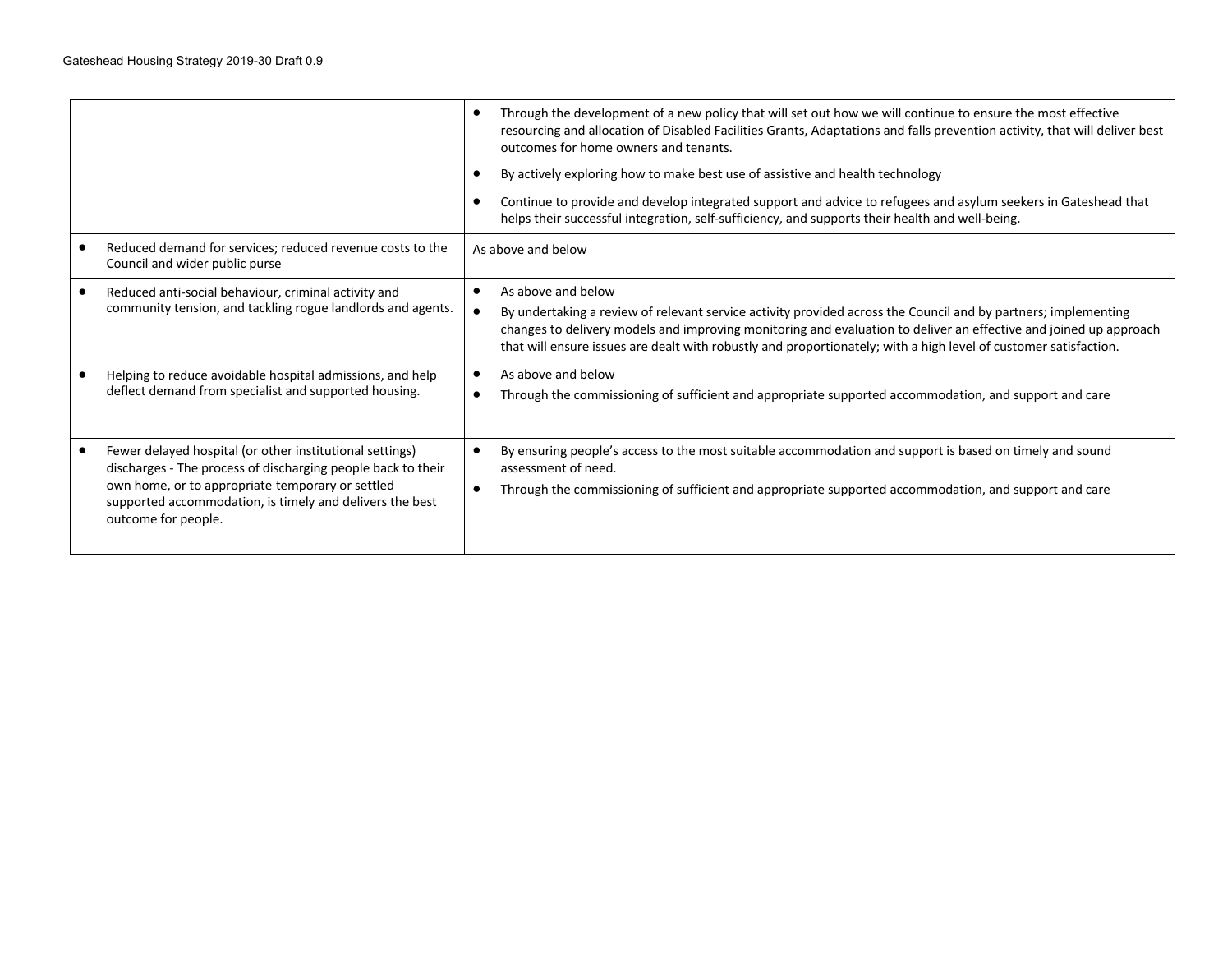| | |
|---|---|
| | • Through the development of a new policy that will set out how we will continue to ensure the most effective resourcing and allocation of Disabled Facilities Grants, Adaptations and falls prevention activity, that will deliver best outcomes for home owners and tenants.<br>• By actively exploring how to make best use of assistive and health technology<br>• Continue to provide and develop integrated support and advice to refugees and asylum seekers in Gateshead that helps their successful integration, self-sufficiency, and supports their health and well-being. |
| • Reduced demand for services; reduced revenue costs to the Council and wider public purse | As above and below |
| • Reduced anti-social behaviour, criminal activity and community tension, and tackling rogue landlords and agents. | • As above and below<br>• By undertaking a review of relevant service activity provided across the Council and by partners; implementing changes to delivery models and improving monitoring and evaluation to deliver an effective and joined up approach that will ensure issues are dealt with robustly and proportionately; with a high level of customer satisfaction. |
| • Helping to reduce avoidable hospital admissions, and help deflect demand from specialist and supported housing. | • As above and below<br>• Through the commissioning of sufficient and appropriate supported accommodation, and support and care |
| • Fewer delayed hospital (or other institutional settings) discharges - The process of discharging people back to their own home, or to appropriate temporary or settled supported accommodation, is timely and delivers the best outcome for people. | • By ensuring people's access to the most suitable accommodation and support is based on timely and sound assessment of need.<br>• Through the commissioning of sufficient and appropriate supported accommodation, and support and care |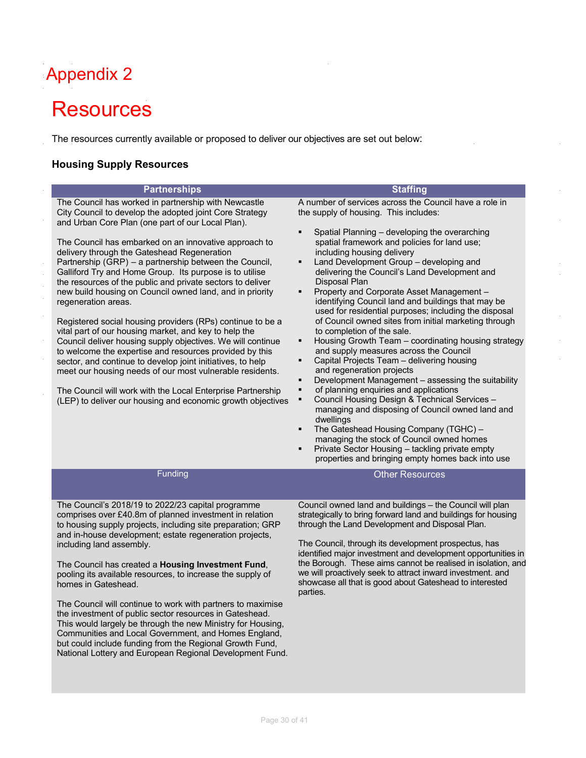# Appendix 2

# Resources

The resources currently available or proposed to deliver our objectives are set out below:

### Housing Supply Resources

#### Partnerships

The Council has worked in partnership with Newcastle City Council to develop the adopted joint Core Strategy and Urban Core Plan (one part of our Local Plan).

The Council has embarked on an innovative approach to delivery through the Gateshead Regeneration Partnership (GRP) – a partnership between the Council, Galliford Try and Home Group. Its purpose is to utilise the resources of the public and private sectors to deliver new build housing on Council owned land, and in priority regeneration areas.

Registered social housing providers (RPs) continue to be a vital part of our housing market, and key to help the Council deliver housing supply objectives. We will continue to welcome the expertise and resources provided by this sector, and continue to develop joint initiatives, to help meet our housing needs of our most vulnerable residents.

The Council will work with the Local Enterprise Partnership (LEP) to deliver our housing and economic growth objectives

#### Staffing

A number of services across the Council have a role in the supply of housing. This includes:

- Spatial Planning – developing the overarching spatial framework and policies for land use; including housing delivery
- Land Development Group – developing and delivering the Council's Land Development and Disposal Plan
- Property and Corporate Asset Management – identifying Council land and buildings that may be used for residential purposes; including the disposal of Council owned sites from initial marketing through to completion of the sale.
- Housing Growth Team – coordinating housing strategy and supply measures across the Council
- Capital Projects Team – delivering housing and regeneration projects
- Development Management – assessing the suitability of planning enquiries and applications
- Council Housing Design & Technical Services – managing and disposing of Council owned land and dwellings
- The Gateshead Housing Company (TGHC) – managing the stock of Council owned homes
- Private Sector Housing – tackling private empty properties and bringing empty homes back into use

#### Funding

The Council's 2018/19 to 2022/23 capital programme comprises over £40.8m of planned investment in relation to housing supply projects, including site preparation; GRP and in-house development; estate regeneration projects, including land assembly.

The Council has created a **Housing Investment Fund**, pooling its available resources, to increase the supply of homes in Gateshead.

The Council will continue to work with partners to maximise the investment of public sector resources in Gateshead. This would largely be through the new Ministry for Housing, Communities and Local Government, and Homes England, but could include funding from the Regional Growth Fund, National Lottery and European Regional Development Fund.

#### Other Resources

Council owned land and buildings – the Council will plan strategically to bring forward land and buildings for housing through the Land Development and Disposal Plan.

The Council, through its development prospectus, has identified major investment and development opportunities in the Borough. These aims cannot be realised in isolation, and we will proactively seek to attract inward investment. and showcase all that is good about Gateshead to interested parties.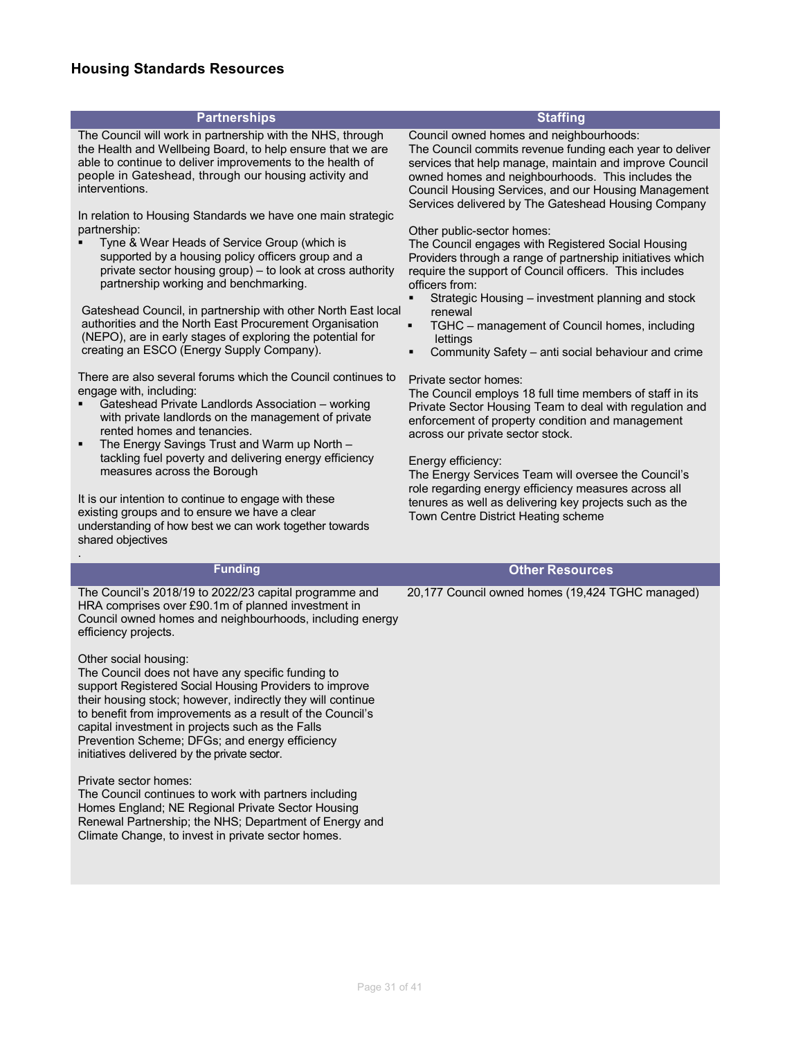## Housing Standards Resources

### Partnerships

The Council will work in partnership with the NHS, through the Health and Wellbeing Board, to help ensure that we are able to continue to deliver improvements to the health of people in Gateshead, through our housing activity and interventions.

In relation to Housing Standards we have one main strategic partnership:

- Tyne & Wear Heads of Service Group (which is supported by a housing policy officers group and a private sector housing group) – to look at cross authority partnership working and benchmarking.

Gateshead Council, in partnership with other North East local authorities and the North East Procurement Organisation (NEPO), are in early stages of exploring the potential for creating an ESCO (Energy Supply Company).

There are also several forums which the Council continues to engage with, including:

- Gateshead Private Landlords Association – working with private landlords on the management of private rented homes and tenancies.
- The Energy Savings Trust and Warm up North – tackling fuel poverty and delivering energy efficiency measures across the Borough

It is our intention to continue to engage with these existing groups and to ensure we have a clear understanding of how best we can work together towards shared objectives

.

### Staffing

Council owned homes and neighbourhoods:
The Council commits revenue funding each year to deliver services that help manage, maintain and improve Council owned homes and neighbourhoods. This includes the Council Housing Services, and our Housing Management Services delivered by The Gateshead Housing Company

Other public-sector homes:
The Council engages with Registered Social Housing Providers through a range of partnership initiatives which require the support of Council officers. This includes officers from:

- Strategic Housing – investment planning and stock renewal
- TGHC – management of Council homes, including lettings
- Community Safety – anti social behaviour and crime

Private sector homes:
The Council employs 18 full time members of staff in its Private Sector Housing Team to deal with regulation and enforcement of property condition and management across our private sector stock.

Energy efficiency:
The Energy Services Team will oversee the Council's role regarding energy efficiency measures across all tenures as well as delivering key projects such as the Town Centre District Heating scheme

### Funding

The Council's 2018/19 to 2022/23 capital programme and HRA comprises over £90.1m of planned investment in Council owned homes and neighbourhoods, including energy efficiency projects.

Other social housing:
The Council does not have any specific funding to support Registered Social Housing Providers to improve their housing stock; however, indirectly they will continue to benefit from improvements as a result of the Council's capital investment in projects such as the Falls Prevention Scheme; DFGs; and energy efficiency initiatives delivered by the private sector.

Private sector homes:
The Council continues to work with partners including Homes England; NE Regional Private Sector Housing Renewal Partnership; the NHS; Department of Energy and Climate Change, to invest in private sector homes.

### Other Resources

20,177 Council owned homes (19,424 TGHC managed)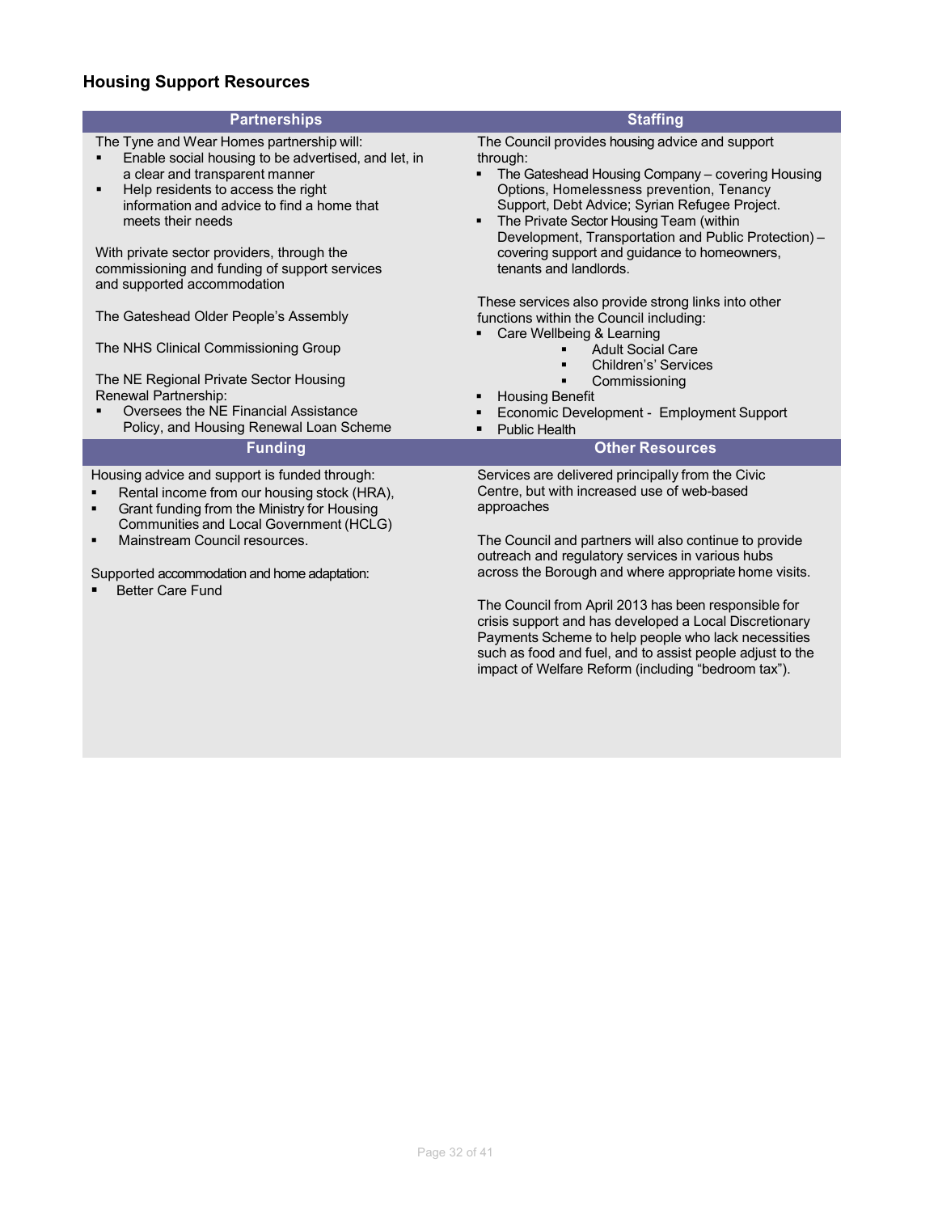## Housing Support Resources

### Partnerships

The Tyne and Wear Homes partnership will:

- Enable social housing to be advertised, and let, in a clear and transparent manner
- Help residents to access the right information and advice to find a home that meets their needs

With private sector providers, through the commissioning and funding of support services and supported accommodation

The Gateshead Older People's Assembly

The NHS Clinical Commissioning Group

The NE Regional Private Sector Housing Renewal Partnership:

- Oversees the NE Financial Assistance Policy, and Housing Renewal Loan Scheme

### Staffing

The Council provides housing advice and support through:

- The Gateshead Housing Company – covering Housing Options, Homelessness prevention, Tenancy Support, Debt Advice; Syrian Refugee Project.
- The Private Sector Housing Team (within Development, Transportation and Public Protection) – covering support and guidance to homeowners, tenants and landlords.

These services also provide strong links into other functions within the Council including:

- Care Wellbeing & Learning
  - Adult Social Care
  - Children's' Services
  - Commissioning
- Housing Benefit
- Economic Development - Employment Support
- Public Health

### Funding

Housing advice and support is funded through:

- Rental income from our housing stock (HRA),
- Grant funding from the Ministry for Housing Communities and Local Government (HCLG)
- Mainstream Council resources.

Supported accommodation and home adaptation:

- Better Care Fund

### Other Resources

Services are delivered principally from the Civic Centre, but with increased use of web-based approaches

The Council and partners will also continue to provide outreach and regulatory services in various hubs across the Borough and where appropriate home visits.

The Council from April 2013 has been responsible for crisis support and has developed a Local Discretionary Payments Scheme to help people who lack necessities such as food and fuel, and to assist people adjust to the impact of Welfare Reform (including "bedroom tax").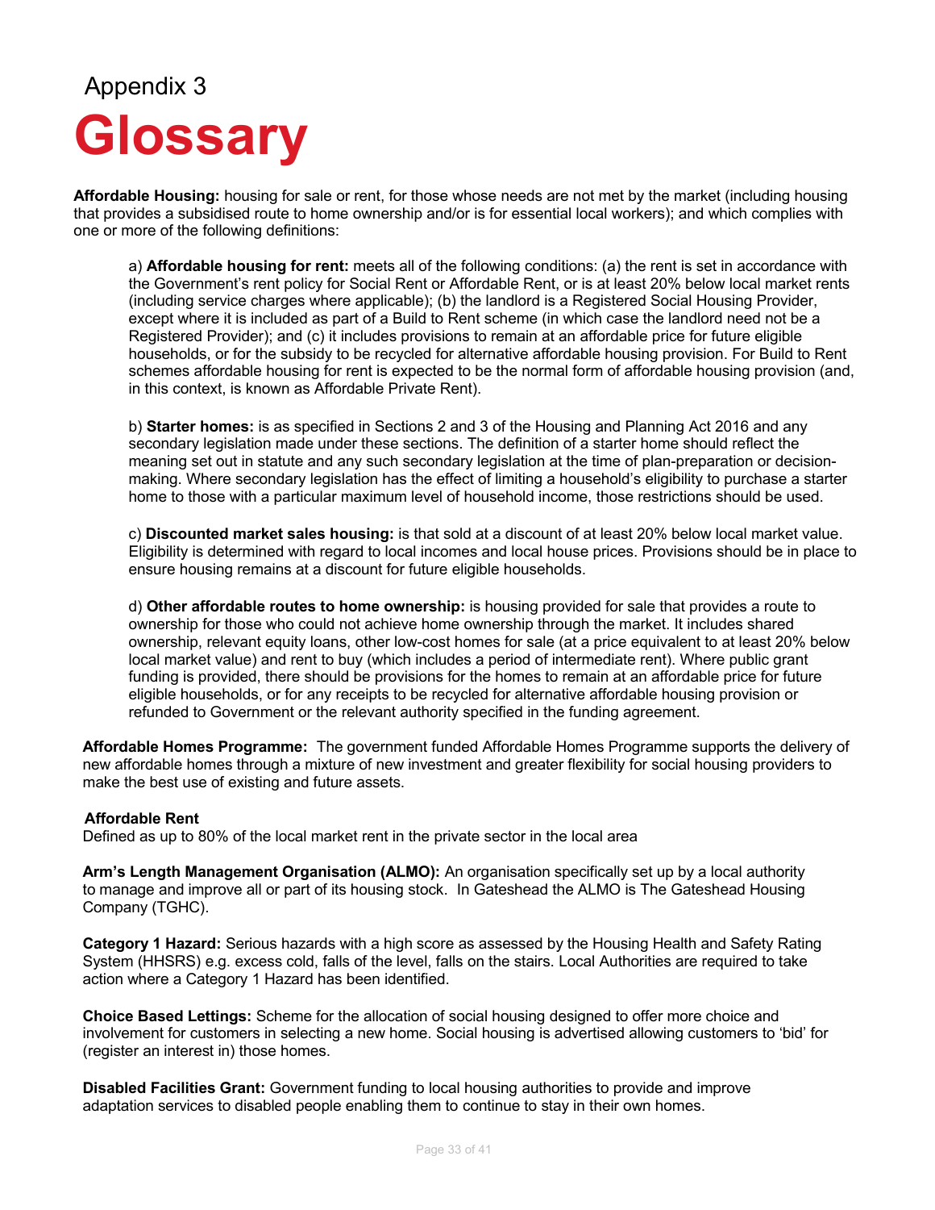Appendix 3

# Glossary

**Affordable Housing:** housing for sale or rent, for those whose needs are not met by the market (including housing that provides a subsidised route to home ownership and/or is for essential local workers); and which complies with one or more of the following definitions:

> a) **Affordable housing for rent:** meets all of the following conditions: (a) the rent is set in accordance with the Government's rent policy for Social Rent or Affordable Rent, or is at least 20% below local market rents (including service charges where applicable); (b) the landlord is a Registered Social Housing Provider, except where it is included as part of a Build to Rent scheme (in which case the landlord need not be a Registered Provider); and (c) it includes provisions to remain at an affordable price for future eligible households, or for the subsidy to be recycled for alternative affordable housing provision. For Build to Rent schemes affordable housing for rent is expected to be the normal form of affordable housing provision (and, in this context, is known as Affordable Private Rent).
>
> b) **Starter homes:** is as specified in Sections 2 and 3 of the Housing and Planning Act 2016 and any secondary legislation made under these sections. The definition of a starter home should reflect the meaning set out in statute and any such secondary legislation at the time of plan-preparation or decision-making. Where secondary legislation has the effect of limiting a household's eligibility to purchase a starter home to those with a particular maximum level of household income, those restrictions should be used.
>
> c) **Discounted market sales housing:** is that sold at a discount of at least 20% below local market value. Eligibility is determined with regard to local incomes and local house prices. Provisions should be in place to ensure housing remains at a discount for future eligible households.
>
> d) **Other affordable routes to home ownership:** is housing provided for sale that provides a route to ownership for those who could not achieve home ownership through the market. It includes shared ownership, relevant equity loans, other low-cost homes for sale (at a price equivalent to at least 20% below local market value) and rent to buy (which includes a period of intermediate rent). Where public grant funding is provided, there should be provisions for the homes to remain at an affordable price for future eligible households, or for any receipts to be recycled for alternative affordable housing provision or refunded to Government or the relevant authority specified in the funding agreement.

**Affordable Homes Programme:** The government funded Affordable Homes Programme supports the delivery of new affordable homes through a mixture of new investment and greater flexibility for social housing providers to make the best use of existing and future assets.

**Affordable Rent**
Defined as up to 80% of the local market rent in the private sector in the local area

**Arm's Length Management Organisation (ALMO):** An organisation specifically set up by a local authority to manage and improve all or part of its housing stock. In Gateshead the ALMO is The Gateshead Housing Company (TGHC).

**Category 1 Hazard:** Serious hazards with a high score as assessed by the Housing Health and Safety Rating System (HHSRS) e.g. excess cold, falls of the level, falls on the stairs. Local Authorities are required to take action where a Category 1 Hazard has been identified.

**Choice Based Lettings:** Scheme for the allocation of social housing designed to offer more choice and involvement for customers in selecting a new home. Social housing is advertised allowing customers to 'bid' for (register an interest in) those homes.

**Disabled Facilities Grant:** Government funding to local housing authorities to provide and improve adaptation services to disabled people enabling them to continue to stay in their own homes.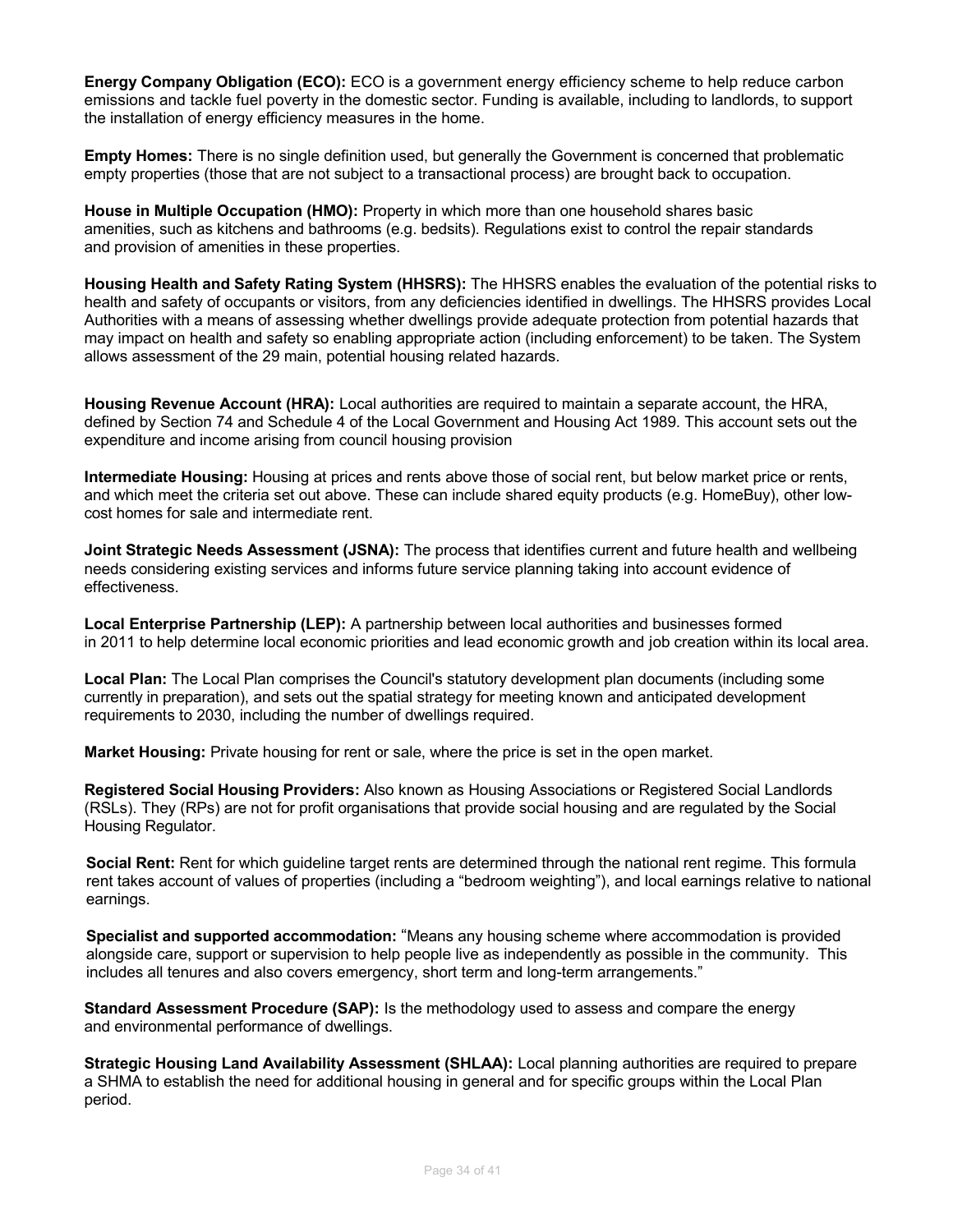**Energy Company Obligation (ECO):** ECO is a government energy efficiency scheme to help reduce carbon emissions and tackle fuel poverty in the domestic sector. Funding is available, including to landlords, to support the installation of energy efficiency measures in the home.

**Empty Homes:** There is no single definition used, but generally the Government is concerned that problematic empty properties (those that are not subject to a transactional process) are brought back to occupation.

**House in Multiple Occupation (HMO):** Property in which more than one household shares basic amenities, such as kitchens and bathrooms (e.g. bedsits). Regulations exist to control the repair standards and provision of amenities in these properties.

**Housing Health and Safety Rating System (HHSRS):** The HHSRS enables the evaluation of the potential risks to health and safety of occupants or visitors, from any deficiencies identified in dwellings. The HHSRS provides Local Authorities with a means of assessing whether dwellings provide adequate protection from potential hazards that may impact on health and safety so enabling appropriate action (including enforcement) to be taken. The System allows assessment of the 29 main, potential housing related hazards.

**Housing Revenue Account (HRA):** Local authorities are required to maintain a separate account, the HRA, defined by Section 74 and Schedule 4 of the Local Government and Housing Act 1989. This account sets out the expenditure and income arising from council housing provision

**Intermediate Housing:** Housing at prices and rents above those of social rent, but below market price or rents, and which meet the criteria set out above. These can include shared equity products (e.g. HomeBuy), other low-cost homes for sale and intermediate rent.

**Joint Strategic Needs Assessment (JSNA):** The process that identifies current and future health and wellbeing needs considering existing services and informs future service planning taking into account evidence of effectiveness.

**Local Enterprise Partnership (LEP):** A partnership between local authorities and businesses formed in 2011 to help determine local economic priorities and lead economic growth and job creation within its local area.

**Local Plan:** The Local Plan comprises the Council's statutory development plan documents (including some currently in preparation), and sets out the spatial strategy for meeting known and anticipated development requirements to 2030, including the number of dwellings required.

**Market Housing:** Private housing for rent or sale, where the price is set in the open market.

**Registered Social Housing Providers:** Also known as Housing Associations or Registered Social Landlords (RSLs). They (RPs) are not for profit organisations that provide social housing and are regulated by the Social Housing Regulator.

**Social Rent:** Rent for which guideline target rents are determined through the national rent regime. This formula rent takes account of values of properties (including a "bedroom weighting"), and local earnings relative to national earnings.

**Specialist and supported accommodation:** "Means any housing scheme where accommodation is provided alongside care, support or supervision to help people live as independently as possible in the community. This includes all tenures and also covers emergency, short term and long-term arrangements."

**Standard Assessment Procedure (SAP):** Is the methodology used to assess and compare the energy and environmental performance of dwellings.

**Strategic Housing Land Availability Assessment (SHLAA):** Local planning authorities are required to prepare a SHMA to establish the need for additional housing in general and for specific groups within the Local Plan period.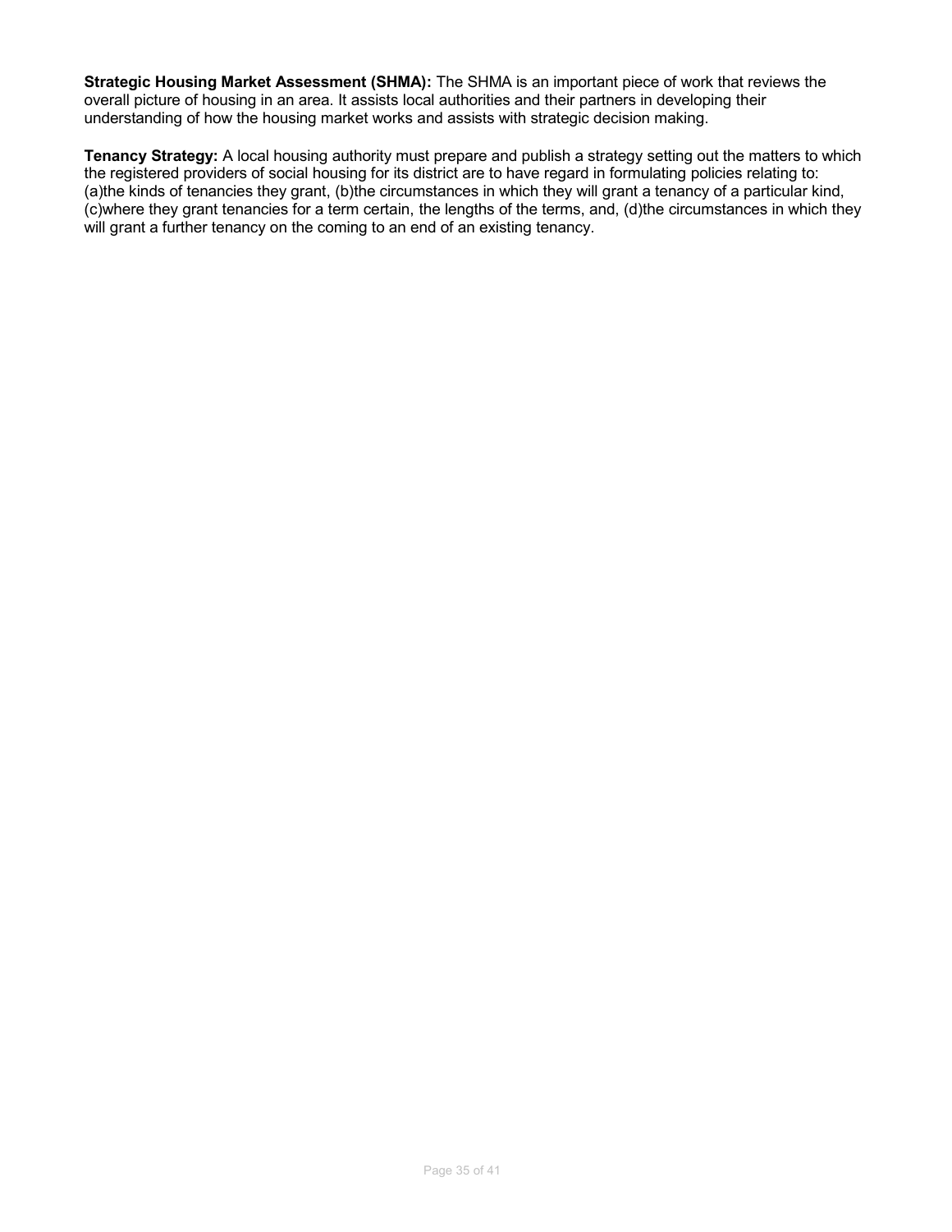**Strategic Housing Market Assessment (SHMA):** The SHMA is an important piece of work that reviews the overall picture of housing in an area. It assists local authorities and their partners in developing their understanding of how the housing market works and assists with strategic decision making.

**Tenancy Strategy:** A local housing authority must prepare and publish a strategy setting out the matters to which the registered providers of social housing for its district are to have regard in formulating policies relating to: (a)the kinds of tenancies they grant, (b)the circumstances in which they will grant a tenancy of a particular kind, (c)where they grant tenancies for a term certain, the lengths of the terms, and, (d)the circumstances in which they will grant a further tenancy on the coming to an end of an existing tenancy.